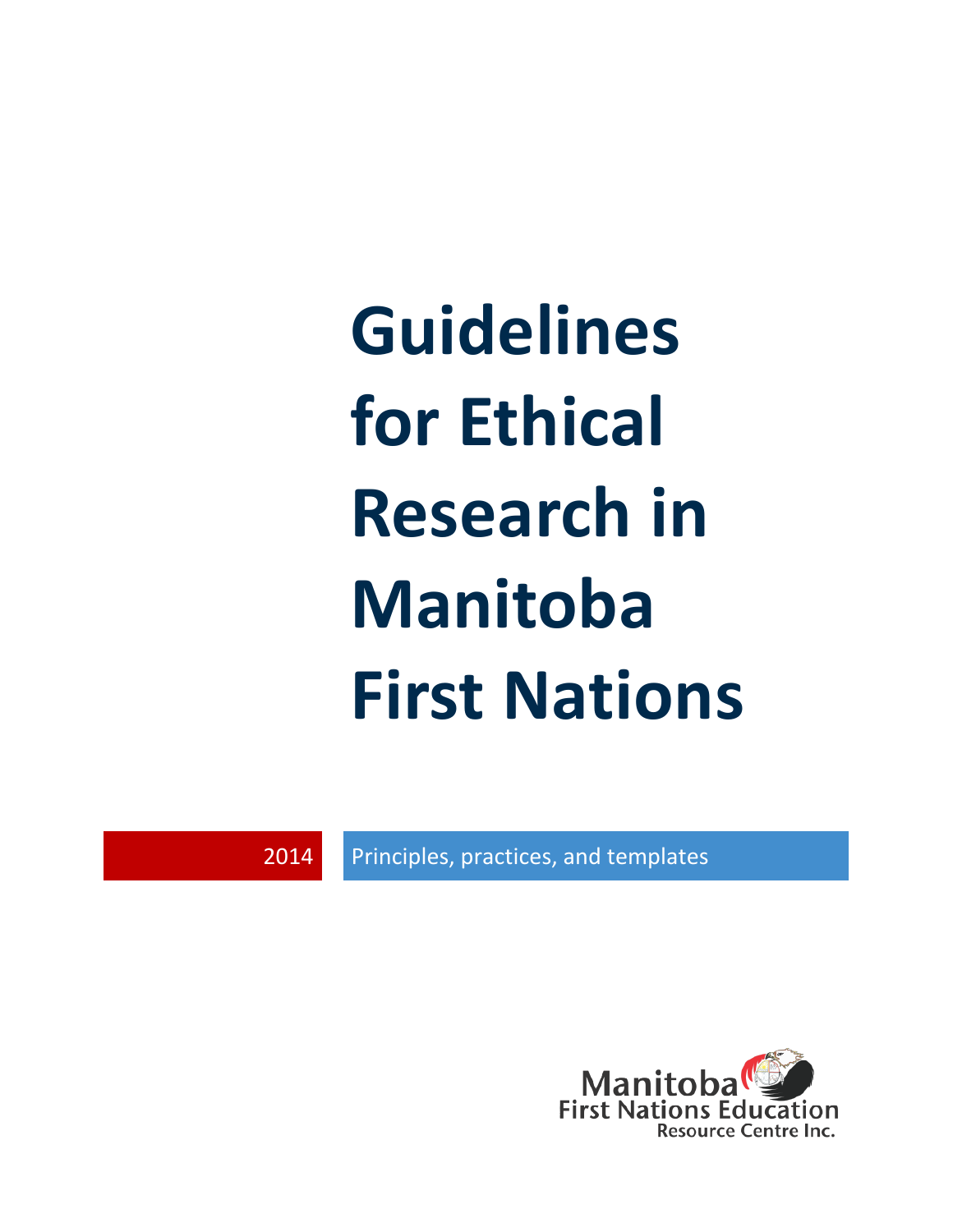# Guidelines for Ethical Research in Manitoba First Nations

2014

Principles, practices, and templates

Manitoba First Nations Education Resource Centre Inc.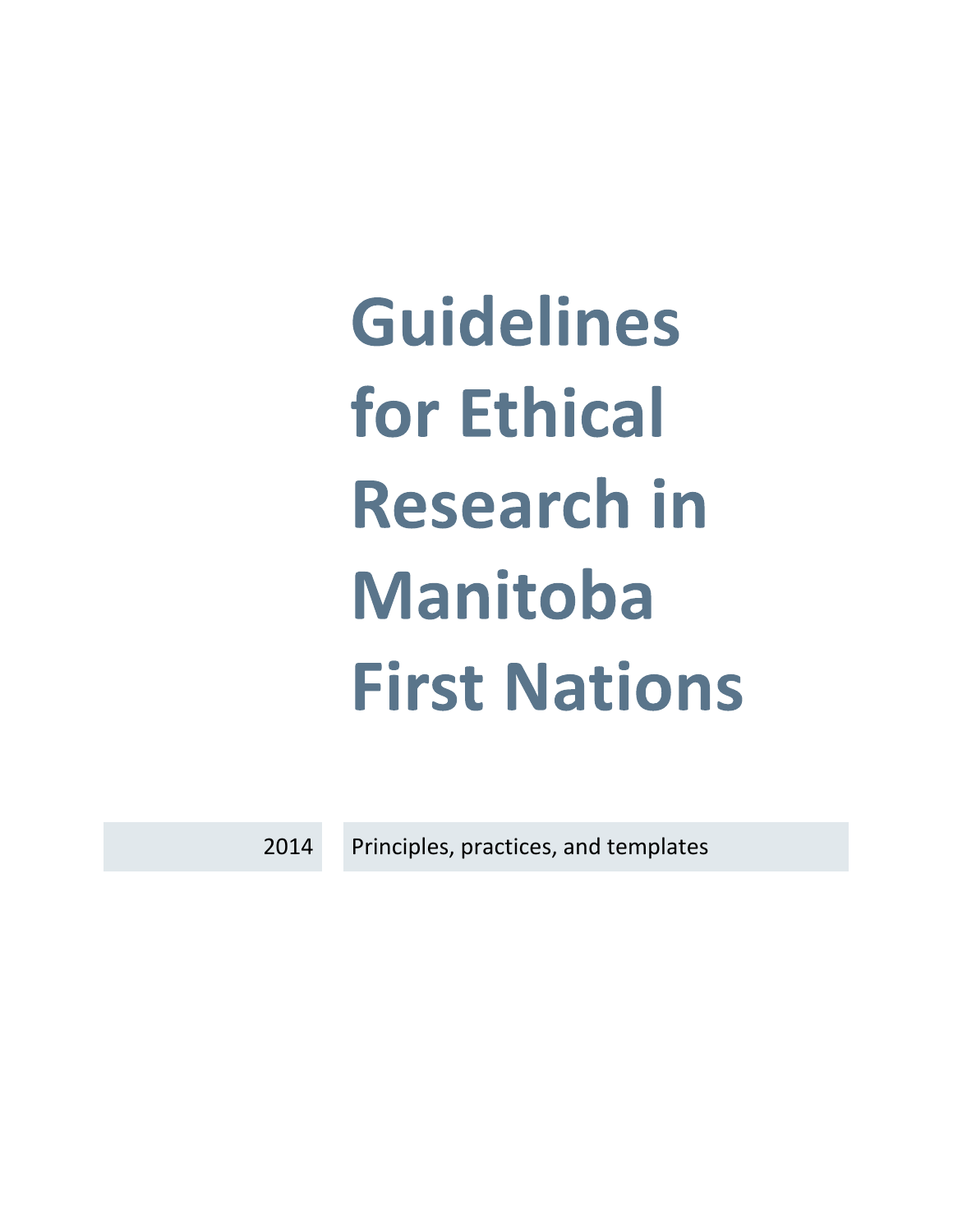# Guidelines for Ethical Research in Manitoba First Nations

2014

Principles, practices, and templates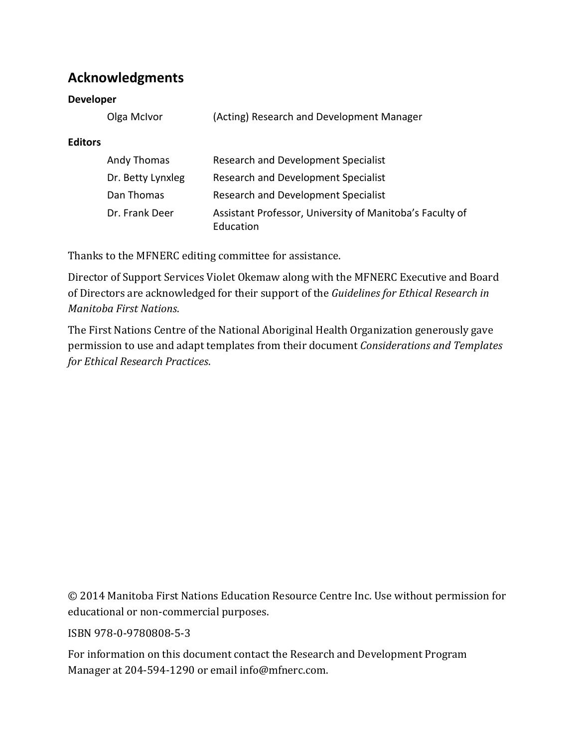## Acknowledgments

**Developer**

| | |
|---|---|
| Olga McIvor | (Acting) Research and Development Manager |

**Editors**

| | |
|---|---|
| Andy Thomas | Research and Development Specialist |
| Dr. Betty Lynxleg | Research and Development Specialist |
| Dan Thomas | Research and Development Specialist |
| Dr. Frank Deer | Assistant Professor, University of Manitoba's Faculty of Education |

Thanks to the MFNERC editing committee for assistance.

Director of Support Services Violet Okemaw along with the MFNERC Executive and Board of Directors are acknowledged for their support of the *Guidelines for Ethical Research in Manitoba First Nations*.

The First Nations Centre of the National Aboriginal Health Organization generously gave permission to use and adapt templates from their document *Considerations and Templates for Ethical Research Practices*.

© 2014 Manitoba First Nations Education Resource Centre Inc. Use without permission for educational or non-commercial purposes.

ISBN 978-0-9780808-5-3

For information on this document contact the Research and Development Program Manager at 204-594-1290 or email info@mfnerc.com.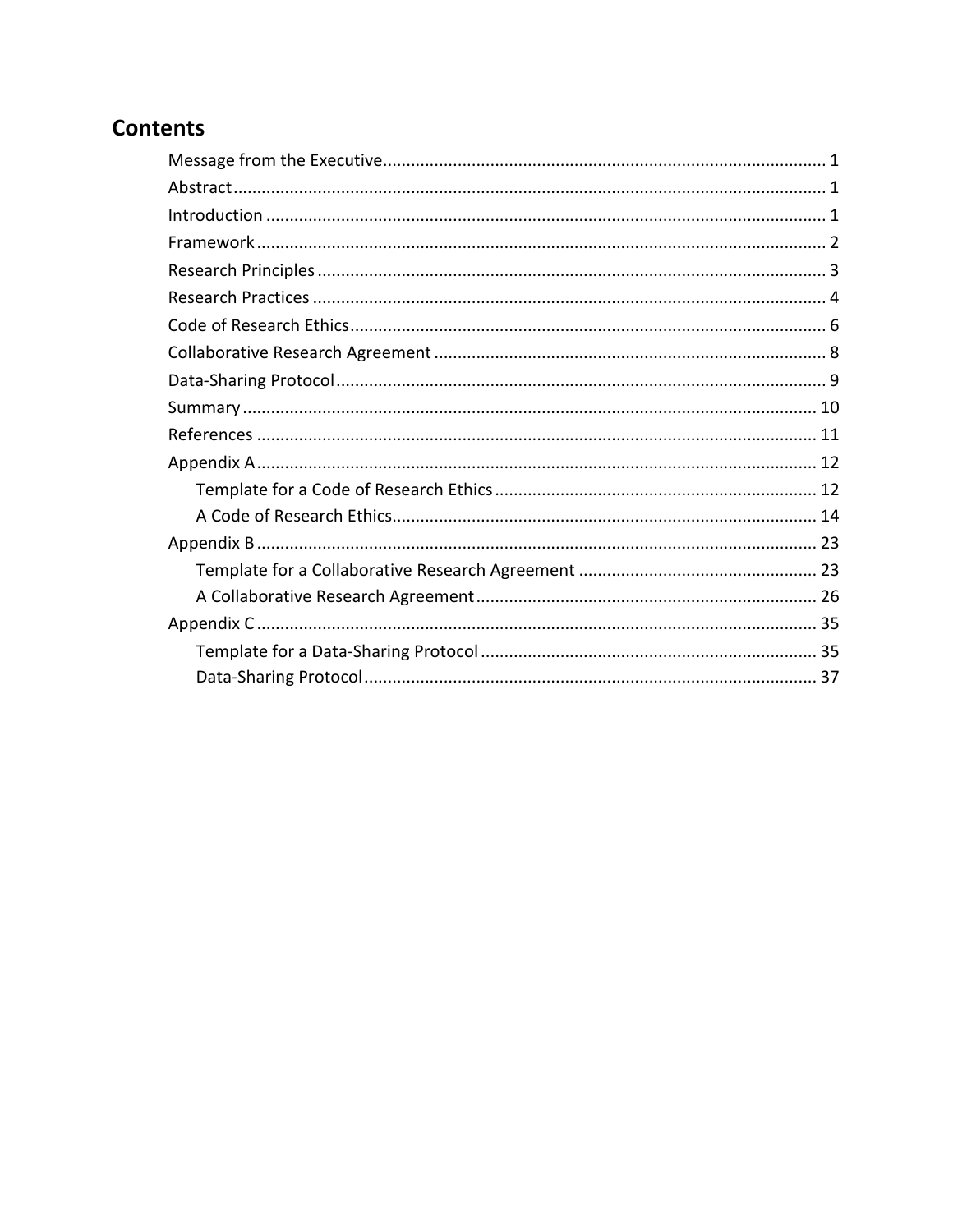## Contents

- Message from the Executive .... 1
- Abstract .... 1
- Introduction .... 1
- Framework .... 2
- Research Principles .... 3
- Research Practices .... 4
- Code of Research Ethics .... 6
- Collaborative Research Agreement .... 8
- Data-Sharing Protocol .... 9
- Summary .... 10
- References .... 11
- Appendix A .... 12
  - Template for a Code of Research Ethics .... 12
  - A Code of Research Ethics .... 14
- Appendix B .... 23
  - Template for a Collaborative Research Agreement .... 23
  - A Collaborative Research Agreement .... 26
- Appendix C .... 35
  - Template for a Data-Sharing Protocol .... 35
  - Data-Sharing Protocol .... 37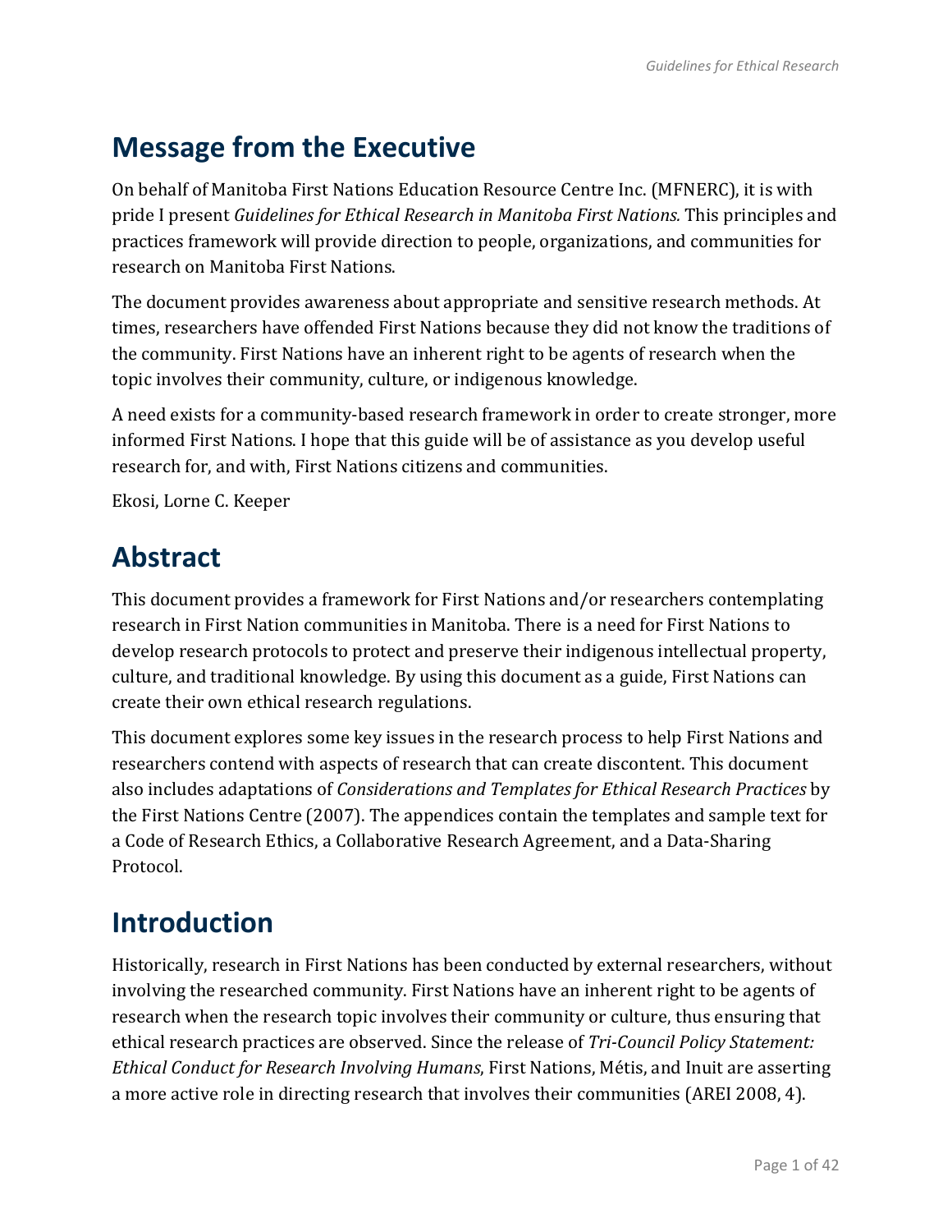## Message from the Executive

On behalf of Manitoba First Nations Education Resource Centre Inc. (MFNERC), it is with pride I present *Guidelines for Ethical Research in Manitoba First Nations.* This principles and practices framework will provide direction to people, organizations, and communities for research on Manitoba First Nations.

The document provides awareness about appropriate and sensitive research methods. At times, researchers have offended First Nations because they did not know the traditions of the community. First Nations have an inherent right to be agents of research when the topic involves their community, culture, or indigenous knowledge.

A need exists for a community-based research framework in order to create stronger, more informed First Nations. I hope that this guide will be of assistance as you develop useful research for, and with, First Nations citizens and communities.

Ekosi, Lorne C. Keeper

## Abstract

This document provides a framework for First Nations and/or researchers contemplating research in First Nation communities in Manitoba. There is a need for First Nations to develop research protocols to protect and preserve their indigenous intellectual property, culture, and traditional knowledge. By using this document as a guide, First Nations can create their own ethical research regulations.

This document explores some key issues in the research process to help First Nations and researchers contend with aspects of research that can create discontent. This document also includes adaptations of *Considerations and Templates for Ethical Research Practices* by the First Nations Centre (2007). The appendices contain the templates and sample text for a Code of Research Ethics, a Collaborative Research Agreement, and a Data-Sharing Protocol.

## Introduction

Historically, research in First Nations has been conducted by external researchers, without involving the researched community. First Nations have an inherent right to be agents of research when the research topic involves their community or culture, thus ensuring that ethical research practices are observed. Since the release of *Tri-Council Policy Statement: Ethical Conduct for Research Involving Humans*, First Nations, Métis, and Inuit are asserting a more active role in directing research that involves their communities (AREI 2008, 4).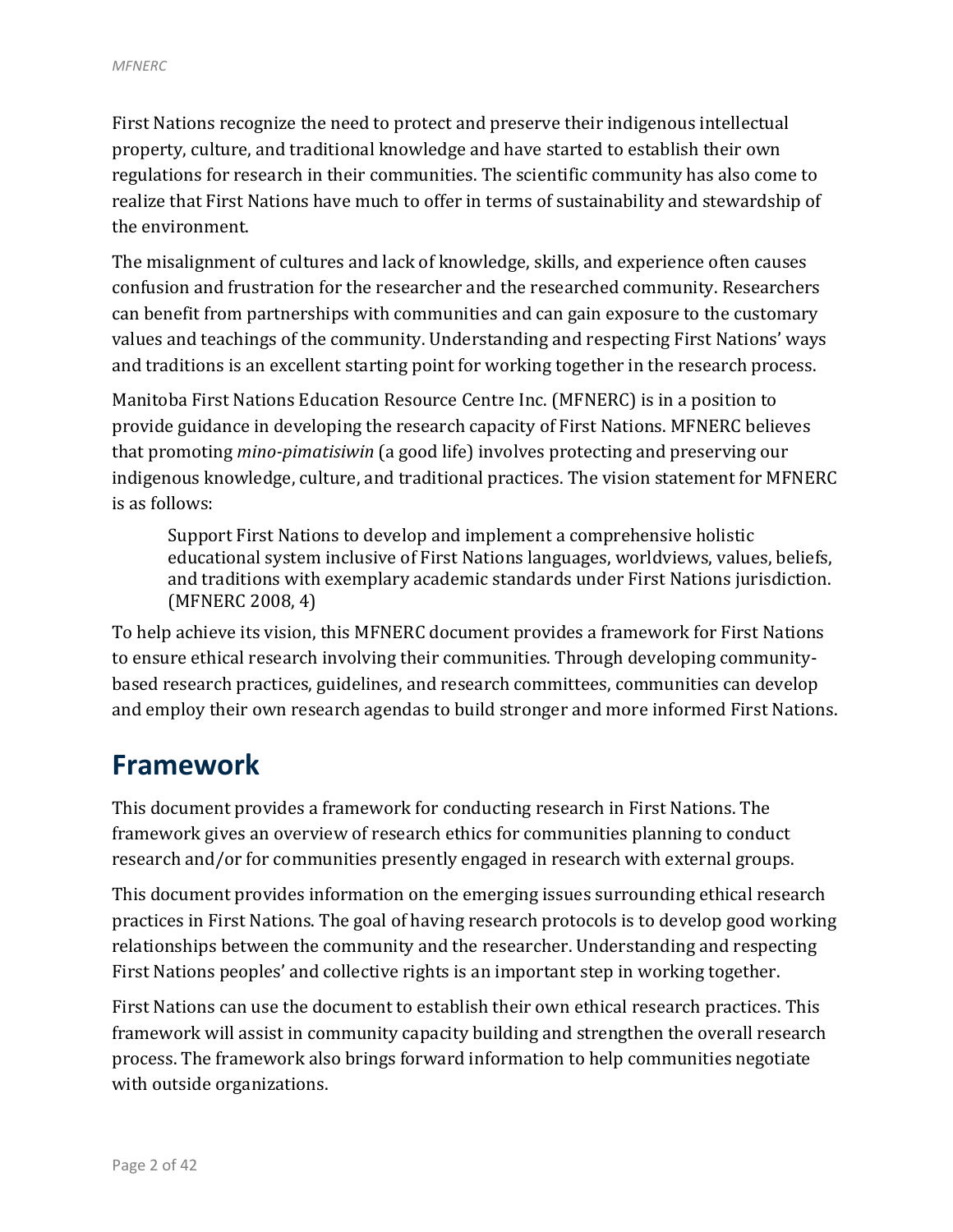First Nations recognize the need to protect and preserve their indigenous intellectual property, culture, and traditional knowledge and have started to establish their own regulations for research in their communities. The scientific community has also come to realize that First Nations have much to offer in terms of sustainability and stewardship of the environment.

The misalignment of cultures and lack of knowledge, skills, and experience often causes confusion and frustration for the researcher and the researched community. Researchers can benefit from partnerships with communities and can gain exposure to the customary values and teachings of the community. Understanding and respecting First Nations' ways and traditions is an excellent starting point for working together in the research process.

Manitoba First Nations Education Resource Centre Inc. (MFNERC) is in a position to provide guidance in developing the research capacity of First Nations. MFNERC believes that promoting *mino-pimatisiwin* (a good life) involves protecting and preserving our indigenous knowledge, culture, and traditional practices. The vision statement for MFNERC is as follows:

> Support First Nations to develop and implement a comprehensive holistic educational system inclusive of First Nations languages, worldviews, values, beliefs, and traditions with exemplary academic standards under First Nations jurisdiction. (MFNERC 2008, 4)

To help achieve its vision, this MFNERC document provides a framework for First Nations to ensure ethical research involving their communities. Through developing community-based research practices, guidelines, and research committees, communities can develop and employ their own research agendas to build stronger and more informed First Nations.

# Framework

This document provides a framework for conducting research in First Nations. The framework gives an overview of research ethics for communities planning to conduct research and/or for communities presently engaged in research with external groups.

This document provides information on the emerging issues surrounding ethical research practices in First Nations. The goal of having research protocols is to develop good working relationships between the community and the researcher. Understanding and respecting First Nations peoples' and collective rights is an important step in working together.

First Nations can use the document to establish their own ethical research practices. This framework will assist in community capacity building and strengthen the overall research process. The framework also brings forward information to help communities negotiate with outside organizations.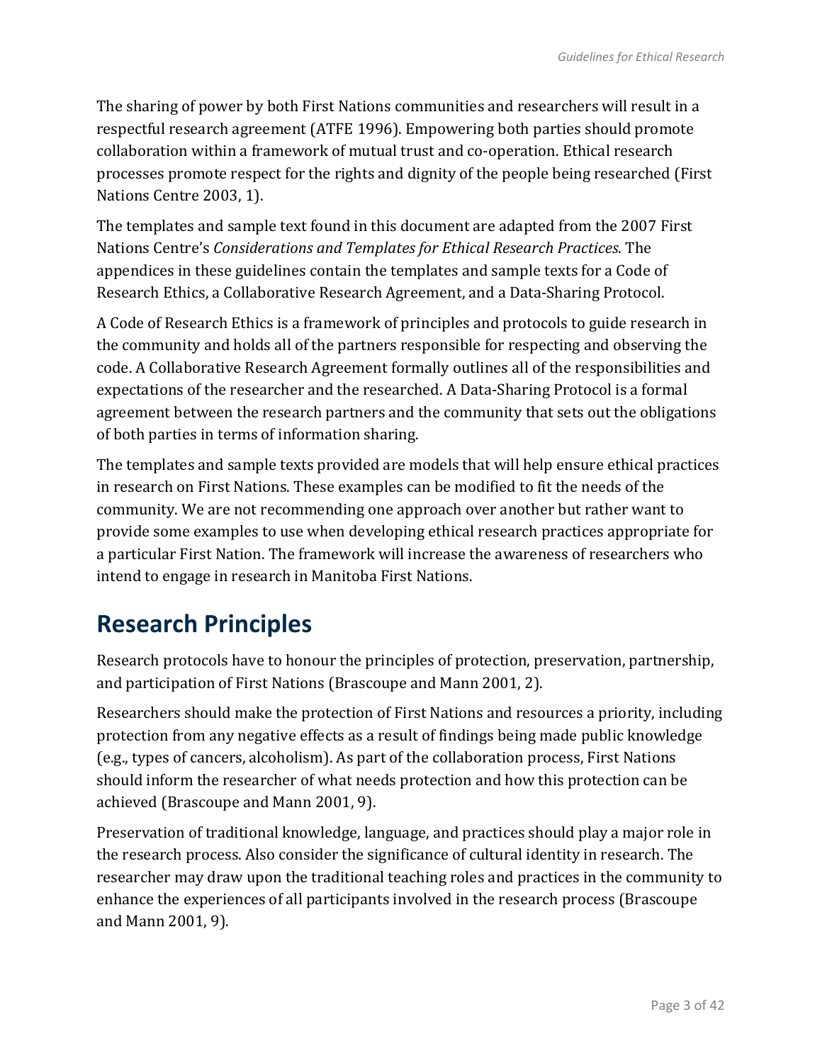The sharing of power by both First Nations communities and researchers will result in a respectful research agreement (ATFE 1996). Empowering both parties should promote collaboration within a framework of mutual trust and co-operation. Ethical research processes promote respect for the rights and dignity of the people being researched (First Nations Centre 2003, 1).

The templates and sample text found in this document are adapted from the 2007 First Nations Centre's *Considerations and Templates for Ethical Research Practices*. The appendices in these guidelines contain the templates and sample texts for a Code of Research Ethics, a Collaborative Research Agreement, and a Data-Sharing Protocol.

A Code of Research Ethics is a framework of principles and protocols to guide research in the community and holds all of the partners responsible for respecting and observing the code. A Collaborative Research Agreement formally outlines all of the responsibilities and expectations of the researcher and the researched. A Data-Sharing Protocol is a formal agreement between the research partners and the community that sets out the obligations of both parties in terms of information sharing.

The templates and sample texts provided are models that will help ensure ethical practices in research on First Nations. These examples can be modified to fit the needs of the community. We are not recommending one approach over another but rather want to provide some examples to use when developing ethical research practices appropriate for a particular First Nation. The framework will increase the awareness of researchers who intend to engage in research in Manitoba First Nations.

# Research Principles

Research protocols have to honour the principles of protection, preservation, partnership, and participation of First Nations (Brascoupe and Mann 2001, 2).

Researchers should make the protection of First Nations and resources a priority, including protection from any negative effects as a result of findings being made public knowledge (e.g., types of cancers, alcoholism). As part of the collaboration process, First Nations should inform the researcher of what needs protection and how this protection can be achieved (Brascoupe and Mann 2001, 9).

Preservation of traditional knowledge, language, and practices should play a major role in the research process. Also consider the significance of cultural identity in research. The researcher may draw upon the traditional teaching roles and practices in the community to enhance the experiences of all participants involved in the research process (Brascoupe and Mann 2001, 9).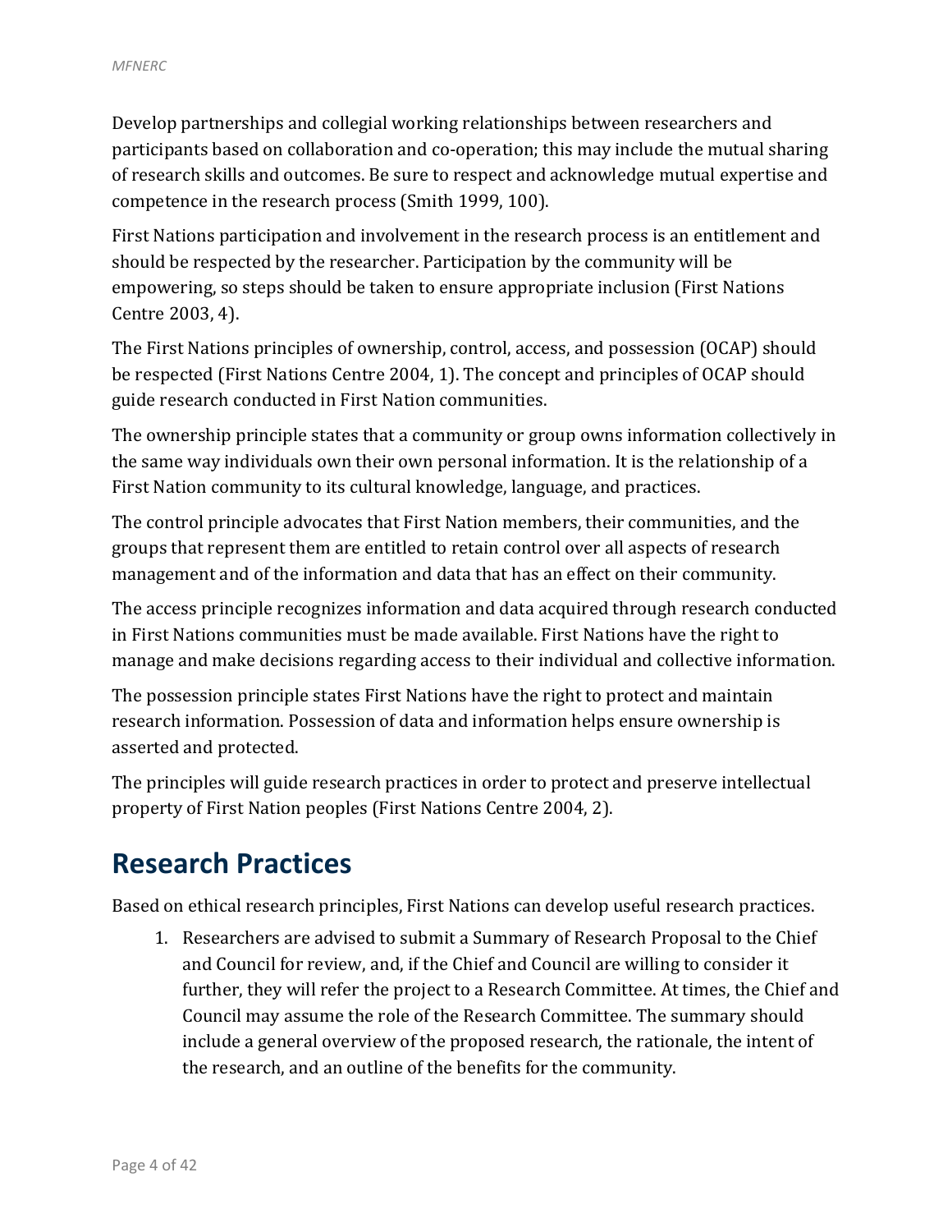Develop partnerships and collegial working relationships between researchers and participants based on collaboration and co-operation; this may include the mutual sharing of research skills and outcomes. Be sure to respect and acknowledge mutual expertise and competence in the research process (Smith 1999, 100).

First Nations participation and involvement in the research process is an entitlement and should be respected by the researcher. Participation by the community will be empowering, so steps should be taken to ensure appropriate inclusion (First Nations Centre 2003, 4).

The First Nations principles of ownership, control, access, and possession (OCAP) should be respected (First Nations Centre 2004, 1). The concept and principles of OCAP should guide research conducted in First Nation communities.

The ownership principle states that a community or group owns information collectively in the same way individuals own their own personal information. It is the relationship of a First Nation community to its cultural knowledge, language, and practices.

The control principle advocates that First Nation members, their communities, and the groups that represent them are entitled to retain control over all aspects of research management and of the information and data that has an effect on their community.

The access principle recognizes information and data acquired through research conducted in First Nations communities must be made available. First Nations have the right to manage and make decisions regarding access to their individual and collective information.

The possession principle states First Nations have the right to protect and maintain research information. Possession of data and information helps ensure ownership is asserted and protected.

The principles will guide research practices in order to protect and preserve intellectual property of First Nation peoples (First Nations Centre 2004, 2).

# Research Practices

Based on ethical research principles, First Nations can develop useful research practices.

1. Researchers are advised to submit a Summary of Research Proposal to the Chief and Council for review, and, if the Chief and Council are willing to consider it further, they will refer the project to a Research Committee. At times, the Chief and Council may assume the role of the Research Committee. The summary should include a general overview of the proposed research, the rationale, the intent of the research, and an outline of the benefits for the community.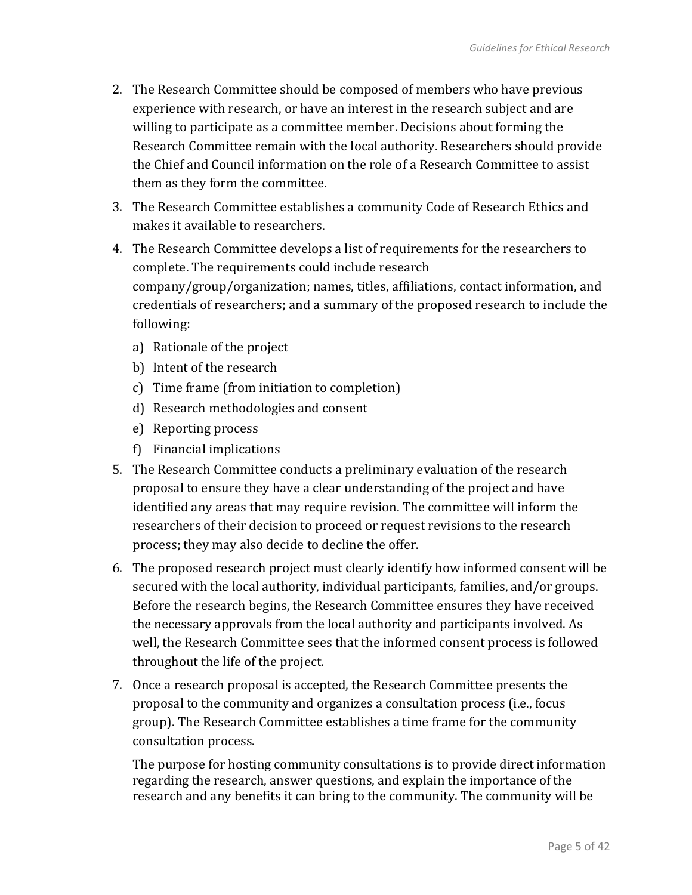2. The Research Committee should be composed of members who have previous experience with research, or have an interest in the research subject and are willing to participate as a committee member. Decisions about forming the Research Committee remain with the local authority. Researchers should provide the Chief and Council information on the role of a Research Committee to assist them as they form the committee.
3. The Research Committee establishes a community Code of Research Ethics and makes it available to researchers.
4. The Research Committee develops a list of requirements for the researchers to complete. The requirements could include research company/group/organization; names, titles, affiliations, contact information, and credentials of researchers; and a summary of the proposed research to include the following:
   a) Rationale of the project
   b) Intent of the research
   c) Time frame (from initiation to completion)
   d) Research methodologies and consent
   e) Reporting process
   f) Financial implications
5. The Research Committee conducts a preliminary evaluation of the research proposal to ensure they have a clear understanding of the project and have identified any areas that may require revision. The committee will inform the researchers of their decision to proceed or request revisions to the research process; they may also decide to decline the offer.
6. The proposed research project must clearly identify how informed consent will be secured with the local authority, individual participants, families, and/or groups. Before the research begins, the Research Committee ensures they have received the necessary approvals from the local authority and participants involved. As well, the Research Committee sees that the informed consent process is followed throughout the life of the project.
7. Once a research proposal is accepted, the Research Committee presents the proposal to the community and organizes a consultation process (i.e., focus group). The Research Committee establishes a time frame for the community consultation process.

   The purpose for hosting community consultations is to provide direct information regarding the research, answer questions, and explain the importance of the research and any benefits it can bring to the community. The community will be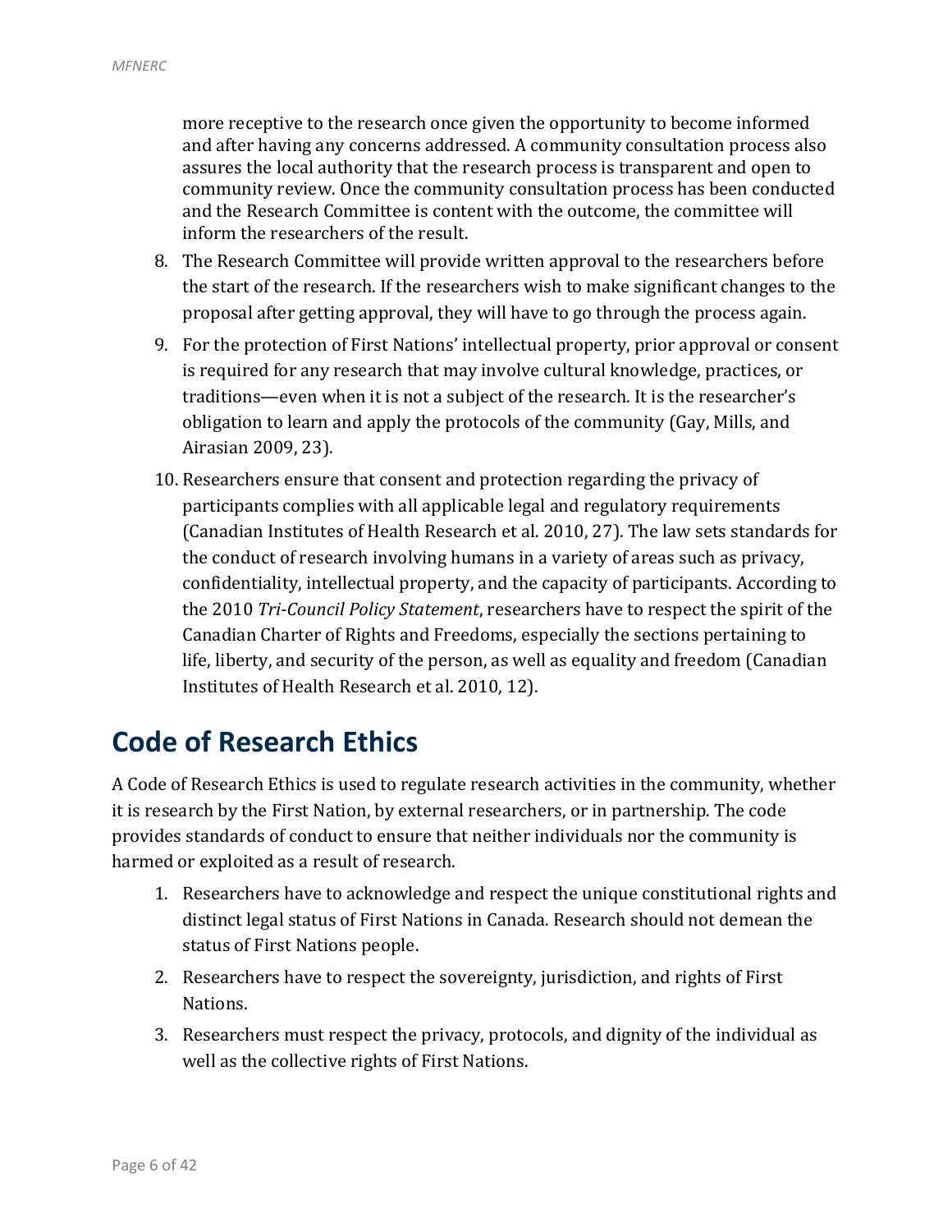more receptive to the research once given the opportunity to become informed and after having any concerns addressed. A community consultation process also assures the local authority that the research process is transparent and open to community review. Once the community consultation process has been conducted and the Research Committee is content with the outcome, the committee will inform the researchers of the result.

8. The Research Committee will provide written approval to the researchers before the start of the research. If the researchers wish to make significant changes to the proposal after getting approval, they will have to go through the process again.
9. For the protection of First Nations' intellectual property, prior approval or consent is required for any research that may involve cultural knowledge, practices, or traditions—even when it is not a subject of the research. It is the researcher's obligation to learn and apply the protocols of the community (Gay, Mills, and Airasian 2009, 23).
10. Researchers ensure that consent and protection regarding the privacy of participants complies with all applicable legal and regulatory requirements (Canadian Institutes of Health Research et al. 2010, 27). The law sets standards for the conduct of research involving humans in a variety of areas such as privacy, confidentiality, intellectual property, and the capacity of participants. According to the 2010 *Tri-Council Policy Statement*, researchers have to respect the spirit of the Canadian Charter of Rights and Freedoms, especially the sections pertaining to life, liberty, and security of the person, as well as equality and freedom (Canadian Institutes of Health Research et al. 2010, 12).

# Code of Research Ethics

A Code of Research Ethics is used to regulate research activities in the community, whether it is research by the First Nation, by external researchers, or in partnership. The code provides standards of conduct to ensure that neither individuals nor the community is harmed or exploited as a result of research.

1. Researchers have to acknowledge and respect the unique constitutional rights and distinct legal status of First Nations in Canada. Research should not demean the status of First Nations people.
2. Researchers have to respect the sovereignty, jurisdiction, and rights of First Nations.
3. Researchers must respect the privacy, protocols, and dignity of the individual as well as the collective rights of First Nations.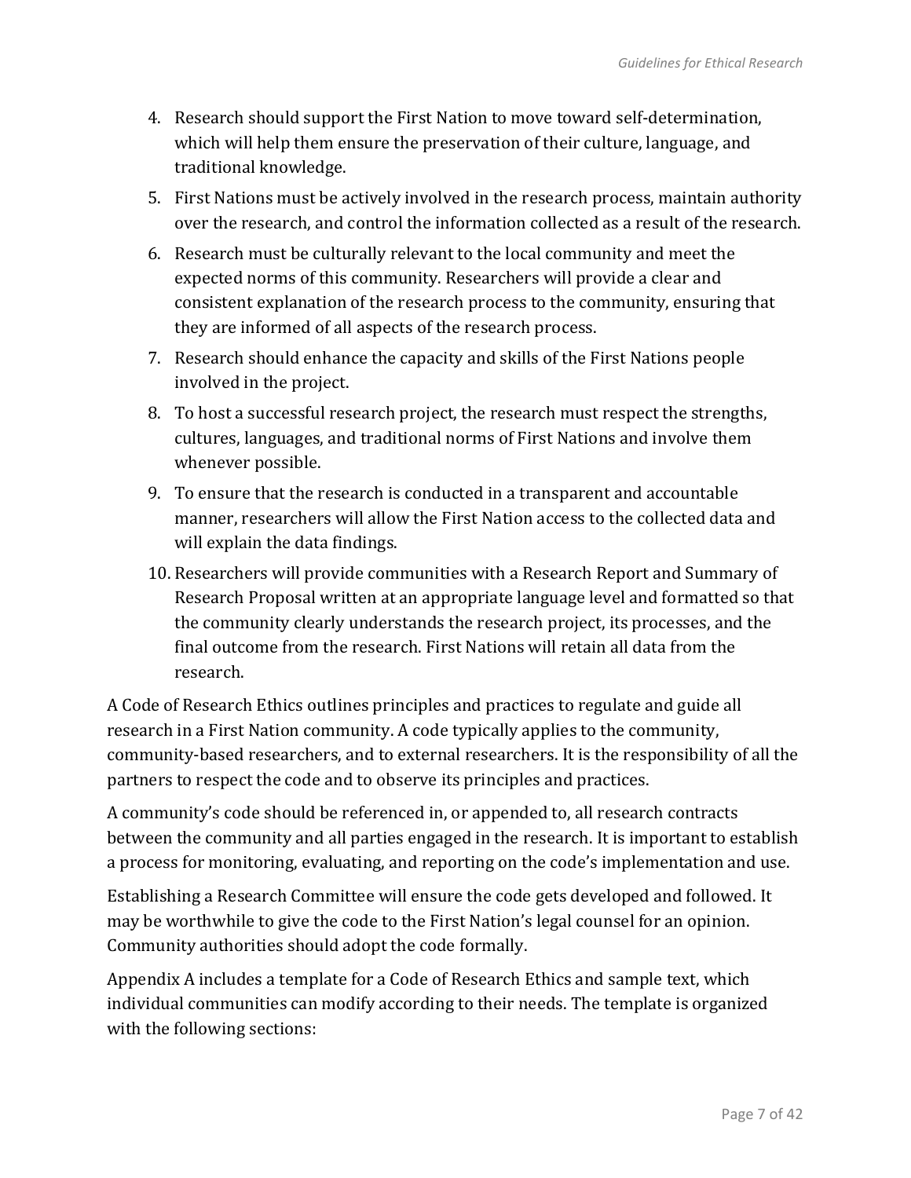4. Research should support the First Nation to move toward self-determination, which will help them ensure the preservation of their culture, language, and traditional knowledge.
5. First Nations must be actively involved in the research process, maintain authority over the research, and control the information collected as a result of the research.
6. Research must be culturally relevant to the local community and meet the expected norms of this community. Researchers will provide a clear and consistent explanation of the research process to the community, ensuring that they are informed of all aspects of the research process.
7. Research should enhance the capacity and skills of the First Nations people involved in the project.
8. To host a successful research project, the research must respect the strengths, cultures, languages, and traditional norms of First Nations and involve them whenever possible.
9. To ensure that the research is conducted in a transparent and accountable manner, researchers will allow the First Nation access to the collected data and will explain the data findings.
10. Researchers will provide communities with a Research Report and Summary of Research Proposal written at an appropriate language level and formatted so that the community clearly understands the research project, its processes, and the final outcome from the research. First Nations will retain all data from the research.

A Code of Research Ethics outlines principles and practices to regulate and guide all research in a First Nation community. A code typically applies to the community, community-based researchers, and to external researchers. It is the responsibility of all the partners to respect the code and to observe its principles and practices.

A community's code should be referenced in, or appended to, all research contracts between the community and all parties engaged in the research. It is important to establish a process for monitoring, evaluating, and reporting on the code's implementation and use.

Establishing a Research Committee will ensure the code gets developed and followed. It may be worthwhile to give the code to the First Nation's legal counsel for an opinion. Community authorities should adopt the code formally.

Appendix A includes a template for a Code of Research Ethics and sample text, which individual communities can modify according to their needs. The template is organized with the following sections: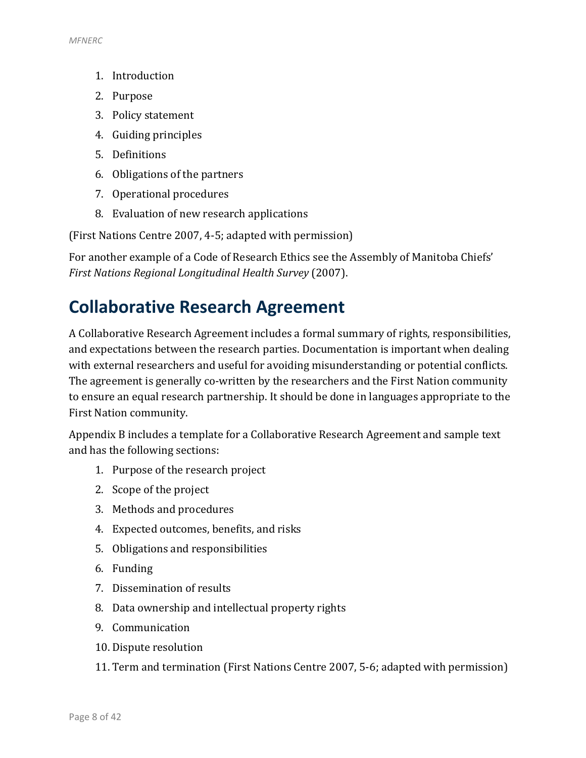1. Introduction
2. Purpose
3. Policy statement
4. Guiding principles
5. Definitions
6. Obligations of the partners
7. Operational procedures
8. Evaluation of new research applications

(First Nations Centre 2007, 4-5; adapted with permission)

For another example of a Code of Research Ethics see the Assembly of Manitoba Chiefs' *First Nations Regional Longitudinal Health Survey* (2007).

## Collaborative Research Agreement

A Collaborative Research Agreement includes a formal summary of rights, responsibilities, and expectations between the research parties. Documentation is important when dealing with external researchers and useful for avoiding misunderstanding or potential conflicts. The agreement is generally co-written by the researchers and the First Nation community to ensure an equal research partnership. It should be done in languages appropriate to the First Nation community.

Appendix B includes a template for a Collaborative Research Agreement and sample text and has the following sections:

1. Purpose of the research project
2. Scope of the project
3. Methods and procedures
4. Expected outcomes, benefits, and risks
5. Obligations and responsibilities
6. Funding
7. Dissemination of results
8. Data ownership and intellectual property rights
9. Communication
10. Dispute resolution
11. Term and termination (First Nations Centre 2007, 5-6; adapted with permission)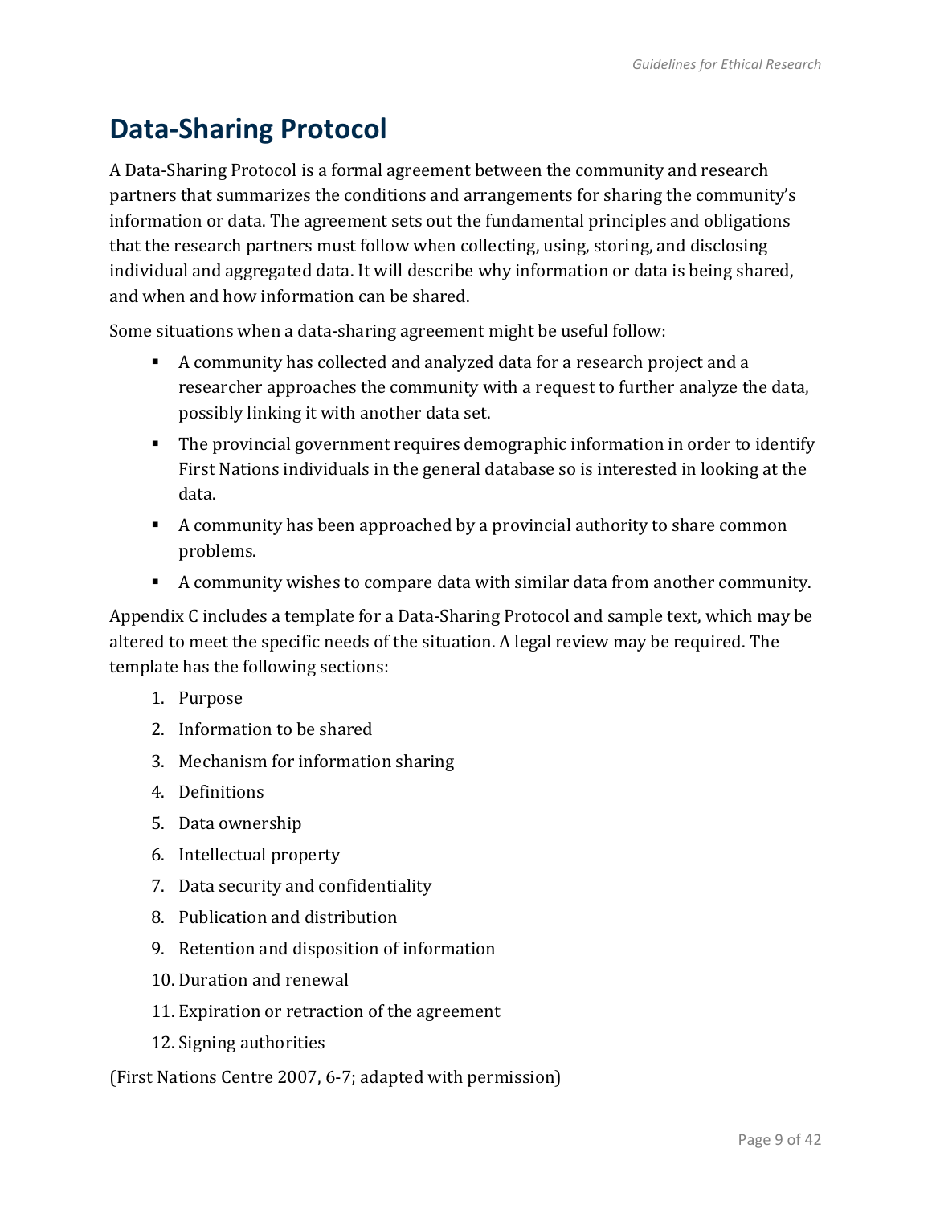## Data-Sharing Protocol

A Data-Sharing Protocol is a formal agreement between the community and research partners that summarizes the conditions and arrangements for sharing the community's information or data. The agreement sets out the fundamental principles and obligations that the research partners must follow when collecting, using, storing, and disclosing individual and aggregated data. It will describe why information or data is being shared, and when and how information can be shared.

Some situations when a data-sharing agreement might be useful follow:

- A community has collected and analyzed data for a research project and a researcher approaches the community with a request to further analyze the data, possibly linking it with another data set.
- The provincial government requires demographic information in order to identify First Nations individuals in the general database so is interested in looking at the data.
- A community has been approached by a provincial authority to share common problems.
- A community wishes to compare data with similar data from another community.

Appendix C includes a template for a Data-Sharing Protocol and sample text, which may be altered to meet the specific needs of the situation. A legal review may be required. The template has the following sections:

1. Purpose
2. Information to be shared
3. Mechanism for information sharing
4. Definitions
5. Data ownership
6. Intellectual property
7. Data security and confidentiality
8. Publication and distribution
9. Retention and disposition of information
10. Duration and renewal
11. Expiration or retraction of the agreement
12. Signing authorities

(First Nations Centre 2007, 6-7; adapted with permission)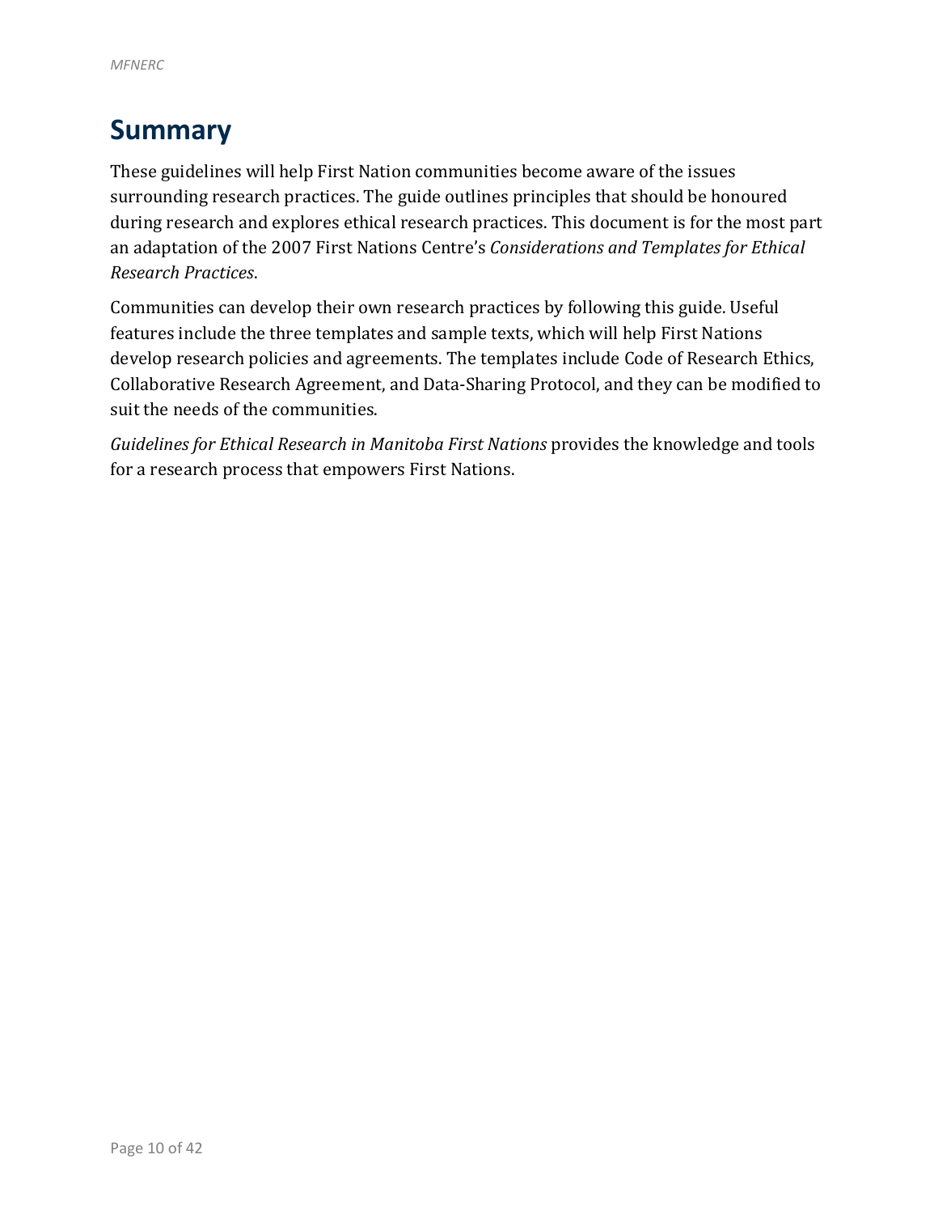# Summary

These guidelines will help First Nation communities become aware of the issues surrounding research practices. The guide outlines principles that should be honoured during research and explores ethical research practices. This document is for the most part an adaptation of the 2007 First Nations Centre's *Considerations and Templates for Ethical Research Practices*.

Communities can develop their own research practices by following this guide. Useful features include the three templates and sample texts, which will help First Nations develop research policies and agreements. The templates include Code of Research Ethics, Collaborative Research Agreement, and Data-Sharing Protocol, and they can be modified to suit the needs of the communities.

*Guidelines for Ethical Research in Manitoba First Nations* provides the knowledge and tools for a research process that empowers First Nations.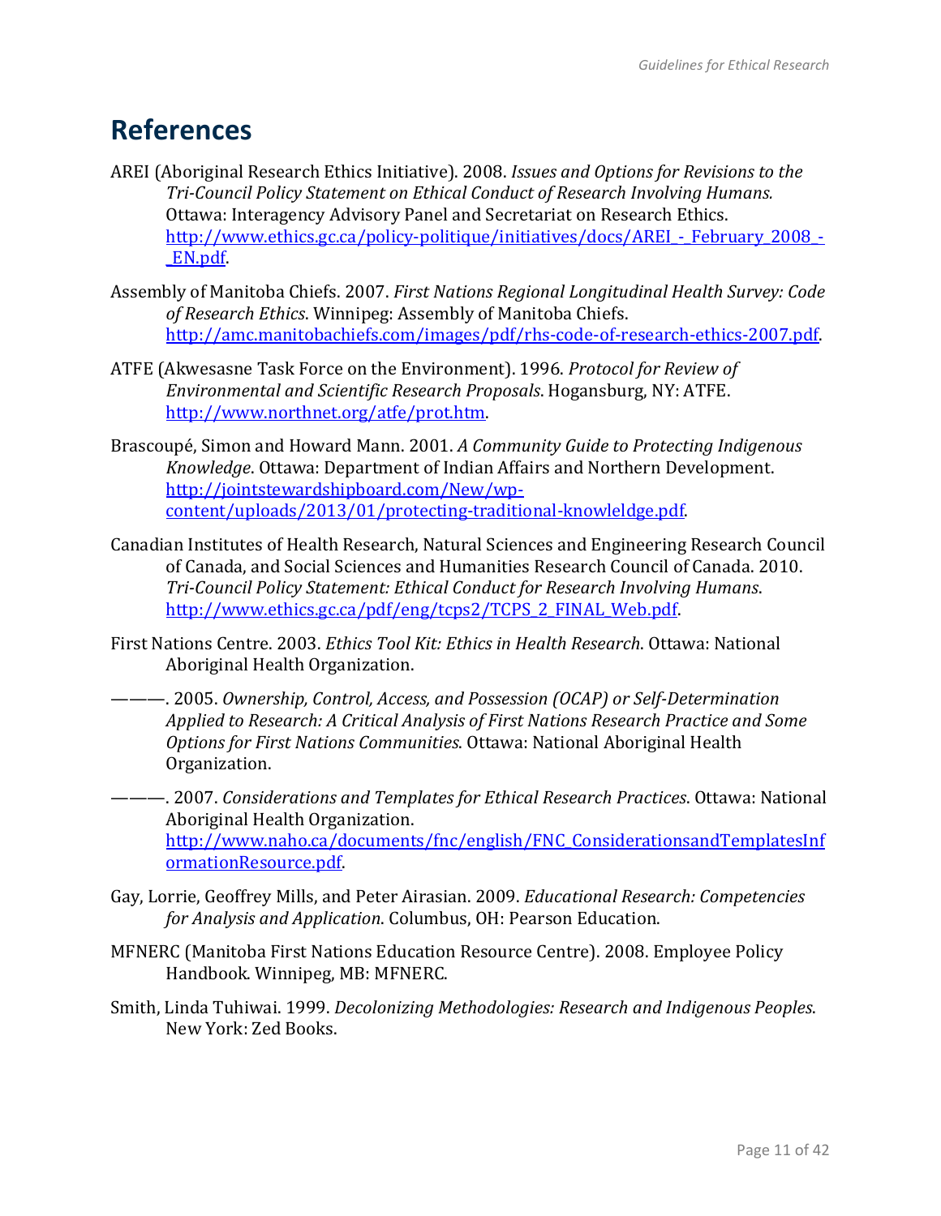# References

AREI (Aboriginal Research Ethics Initiative). 2008. *Issues and Options for Revisions to the Tri-Council Policy Statement on Ethical Conduct of Research Involving Humans.* Ottawa: Interagency Advisory Panel and Secretariat on Research Ethics. http://www.ethics.gc.ca/policy-politique/initiatives/docs/AREI_-_February_2008_-_EN.pdf.

Assembly of Manitoba Chiefs. 2007. *First Nations Regional Longitudinal Health Survey: Code of Research Ethics*. Winnipeg: Assembly of Manitoba Chiefs. http://amc.manitobachiefs.com/images/pdf/rhs-code-of-research-ethics-2007.pdf.

ATFE (Akwesasne Task Force on the Environment). 1996. *Protocol for Review of Environmental and Scientific Research Proposals*. Hogansburg, NY: ATFE. http://www.northnet.org/atfe/prot.htm.

Brascoupé, Simon and Howard Mann. 2001. *A Community Guide to Protecting Indigenous Knowledge*. Ottawa: Department of Indian Affairs and Northern Development. http://jointstewardshipboard.com/New/wp-content/uploads/2013/01/protecting-traditional-knowleldge.pdf.

Canadian Institutes of Health Research, Natural Sciences and Engineering Research Council of Canada, and Social Sciences and Humanities Research Council of Canada. 2010. *Tri-Council Policy Statement: Ethical Conduct for Research Involving Humans*. http://www.ethics.gc.ca/pdf/eng/tcps2/TCPS_2_FINAL_Web.pdf.

First Nations Centre. 2003. *Ethics Tool Kit: Ethics in Health Research*. Ottawa: National Aboriginal Health Organization.

———. 2005. *Ownership, Control, Access, and Possession (OCAP) or Self-Determination Applied to Research: A Critical Analysis of First Nations Research Practice and Some Options for First Nations Communities*. Ottawa: National Aboriginal Health Organization.

———. 2007. *Considerations and Templates for Ethical Research Practices*. Ottawa: National Aboriginal Health Organization. http://www.naho.ca/documents/fnc/english/FNC_ConsiderationsandTemplatesInformationResource.pdf.

Gay, Lorrie, Geoffrey Mills, and Peter Airasian. 2009. *Educational Research: Competencies for Analysis and Application*. Columbus, OH: Pearson Education.

MFNERC (Manitoba First Nations Education Resource Centre). 2008. Employee Policy Handbook. Winnipeg, MB: MFNERC.

Smith, Linda Tuhiwai. 1999. *Decolonizing Methodologies: Research and Indigenous Peoples*. New York: Zed Books.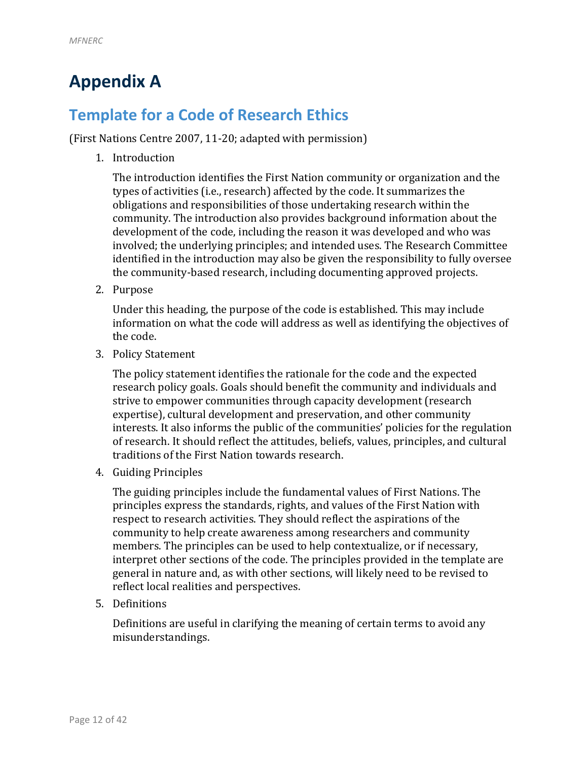# Appendix A

## Template for a Code of Research Ethics

(First Nations Centre 2007, 11-20; adapted with permission)

1. Introduction

   The introduction identifies the First Nation community or organization and the types of activities (i.e., research) affected by the code. It summarizes the obligations and responsibilities of those undertaking research within the community. The introduction also provides background information about the development of the code, including the reason it was developed and who was involved; the underlying principles; and intended uses. The Research Committee identified in the introduction may also be given the responsibility to fully oversee the community-based research, including documenting approved projects.

2. Purpose

   Under this heading, the purpose of the code is established. This may include information on what the code will address as well as identifying the objectives of the code.

3. Policy Statement

   The policy statement identifies the rationale for the code and the expected research policy goals. Goals should benefit the community and individuals and strive to empower communities through capacity development (research expertise), cultural development and preservation, and other community interests. It also informs the public of the communities' policies for the regulation of research. It should reflect the attitudes, beliefs, values, principles, and cultural traditions of the First Nation towards research.

4. Guiding Principles

   The guiding principles include the fundamental values of First Nations. The principles express the standards, rights, and values of the First Nation with respect to research activities. They should reflect the aspirations of the community to help create awareness among researchers and community members. The principles can be used to help contextualize, or if necessary, interpret other sections of the code. The principles provided in the template are general in nature and, as with other sections, will likely need to be revised to reflect local realities and perspectives.

5. Definitions

   Definitions are useful in clarifying the meaning of certain terms to avoid any misunderstandings.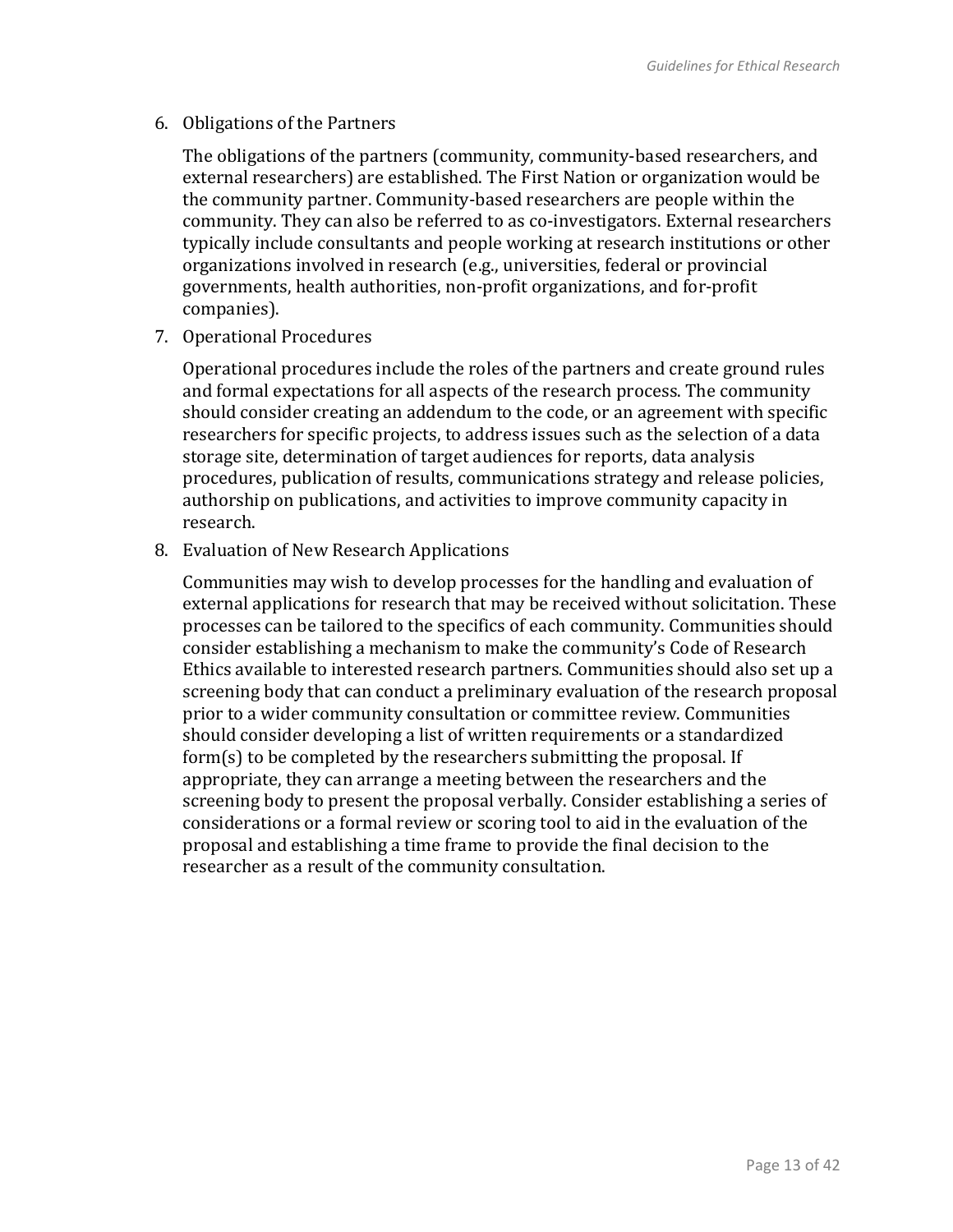6. Obligations of the Partners

   The obligations of the partners (community, community-based researchers, and external researchers) are established. The First Nation or organization would be the community partner. Community-based researchers are people within the community. They can also be referred to as co-investigators. External researchers typically include consultants and people working at research institutions or other organizations involved in research (e.g., universities, federal or provincial governments, health authorities, non-profit organizations, and for-profit companies).

7. Operational Procedures

   Operational procedures include the roles of the partners and create ground rules and formal expectations for all aspects of the research process. The community should consider creating an addendum to the code, or an agreement with specific researchers for specific projects, to address issues such as the selection of a data storage site, determination of target audiences for reports, data analysis procedures, publication of results, communications strategy and release policies, authorship on publications, and activities to improve community capacity in research.

8. Evaluation of New Research Applications

   Communities may wish to develop processes for the handling and evaluation of external applications for research that may be received without solicitation. These processes can be tailored to the specifics of each community. Communities should consider establishing a mechanism to make the community's Code of Research Ethics available to interested research partners. Communities should also set up a screening body that can conduct a preliminary evaluation of the research proposal prior to a wider community consultation or committee review. Communities should consider developing a list of written requirements or a standardized form(s) to be completed by the researchers submitting the proposal. If appropriate, they can arrange a meeting between the researchers and the screening body to present the proposal verbally. Consider establishing a series of considerations or a formal review or scoring tool to aid in the evaluation of the proposal and establishing a time frame to provide the final decision to the researcher as a result of the community consultation.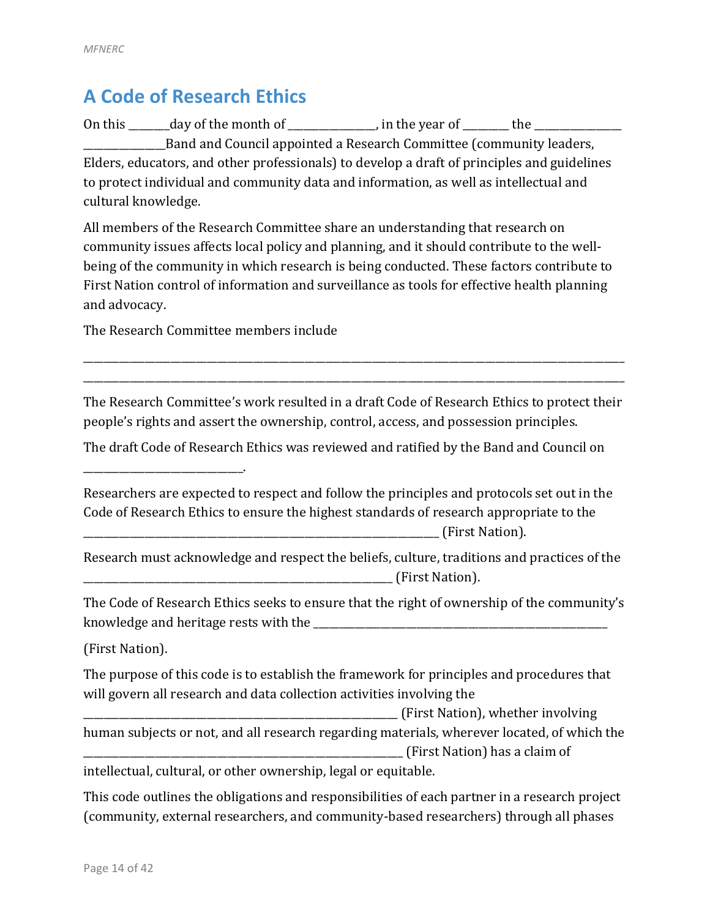# A Code of Research Ethics

On this _______day of the month of _______________, in the year of ________ the _______________ ______________Band and Council appointed a Research Committee (community leaders, Elders, educators, and other professionals) to develop a draft of principles and guidelines to protect individual and community data and information, as well as intellectual and cultural knowledge.

All members of the Research Committee share an understanding that research on community issues affects local policy and planning, and it should contribute to the well-being of the community in which research is being conducted. These factors contribute to First Nation control of information and surveillance as tools for effective health planning and advocacy.

The Research Committee members include

_____________________________________________________________________________________________
_____________________________________________________________________________________________

The Research Committee's work resulted in a draft Code of Research Ethics to protect their people's rights and assert the ownership, control, access, and possession principles.

The draft Code of Research Ethics was reviewed and ratified by the Band and Council on ___________________________.

Researchers are expected to respect and follow the principles and protocols set out in the Code of Research Ethics to ensure the highest standards of research appropriate to the _____________________________________________________________ (First Nation).

Research must acknowledge and respect the beliefs, culture, traditions and practices of the ______________________________________________________ (First Nation).

The Code of Research Ethics seeks to ensure that the right of ownership of the community's knowledge and heritage rests with the ____________________________________________________

(First Nation).

The purpose of this code is to establish the framework for principles and procedures that will govern all research and data collection activities involving the ______________________________________________________ (First Nation), whether involving human subjects or not, and all research regarding materials, wherever located, of which the ______________________________________________________ (First Nation) has a claim of intellectual, cultural, or other ownership, legal or equitable.

This code outlines the obligations and responsibilities of each partner in a research project (community, external researchers, and community-based researchers) through all phases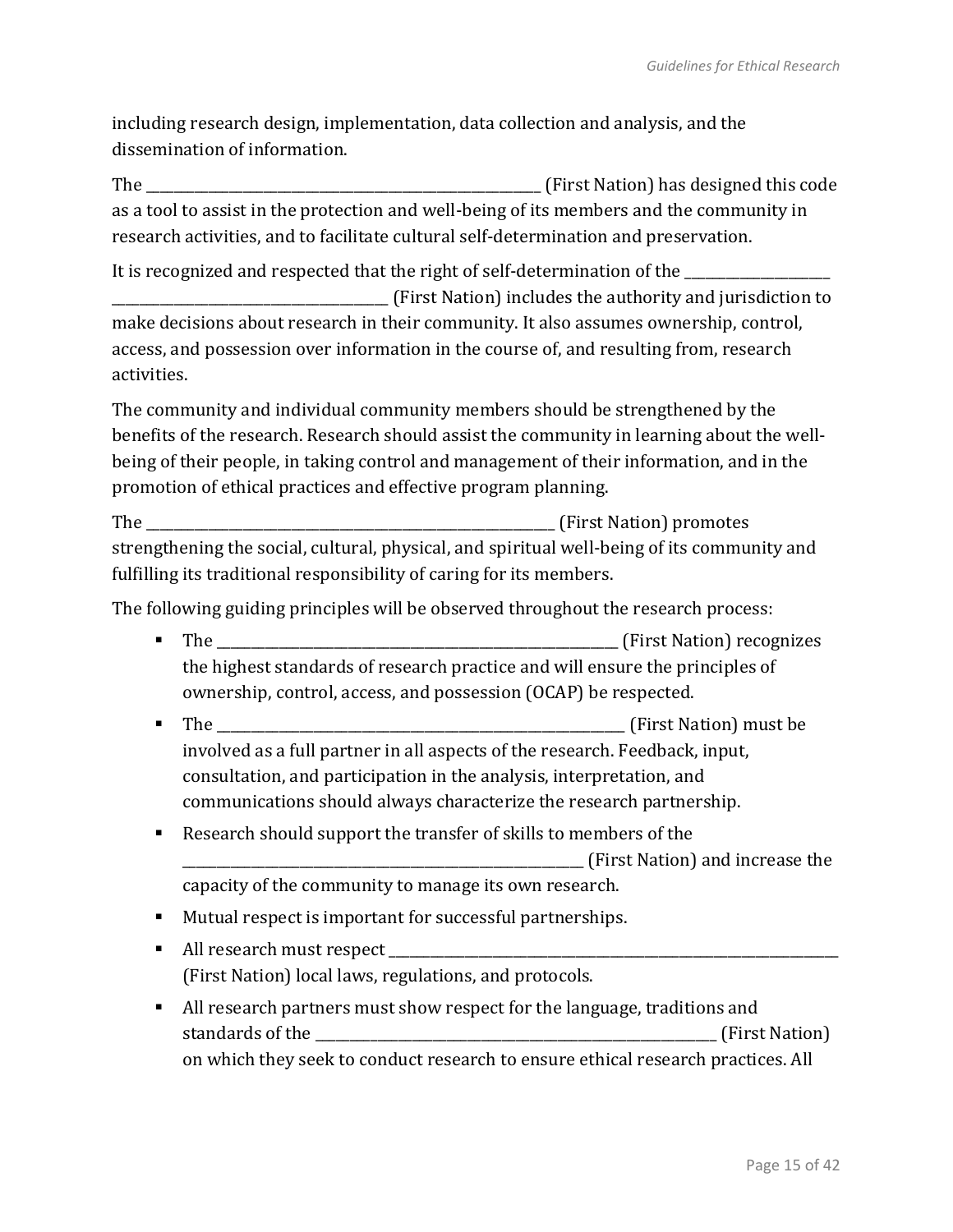including research design, implementation, data collection and analysis, and the dissemination of information.

The ____________________________________________________ (First Nation) has designed this code as a tool to assist in the protection and well-being of its members and the community in research activities, and to facilitate cultural self-determination and preservation.

It is recognized and respected that the right of self-determination of the ____________________ ______________________________________ (First Nation) includes the authority and jurisdiction to make decisions about research in their community. It also assumes ownership, control, access, and possession over information in the course of, and resulting from, research activities.

The community and individual community members should be strengthened by the benefits of the research. Research should assist the community in learning about the well-being of their people, in taking control and management of their information, and in the promotion of ethical practices and effective program planning.

The ________________________________________________________ (First Nation) promotes strengthening the social, cultural, physical, and spiritual well-being of its community and fulfilling its traditional responsibility of caring for its members.

The following guiding principles will be observed throughout the research process:

- The ____________________________________________________ (First Nation) recognizes the highest standards of research practice and will ensure the principles of ownership, control, access, and possession (OCAP) be respected.
- The _____________________________________________________ (First Nation) must be involved as a full partner in all aspects of the research. Feedback, input, consultation, and participation in the analysis, interpretation, and communications should always characterize the research partnership.
- Research should support the transfer of skills to members of the ____________________________________________________ (First Nation) and increase the capacity of the community to manage its own research.
- Mutual respect is important for successful partnerships.
- All research must respect ___________________________________________________________ (First Nation) local laws, regulations, and protocols.
- All research partners must show respect for the language, traditions and standards of the ____________________________________________________ (First Nation) on which they seek to conduct research to ensure ethical research practices. All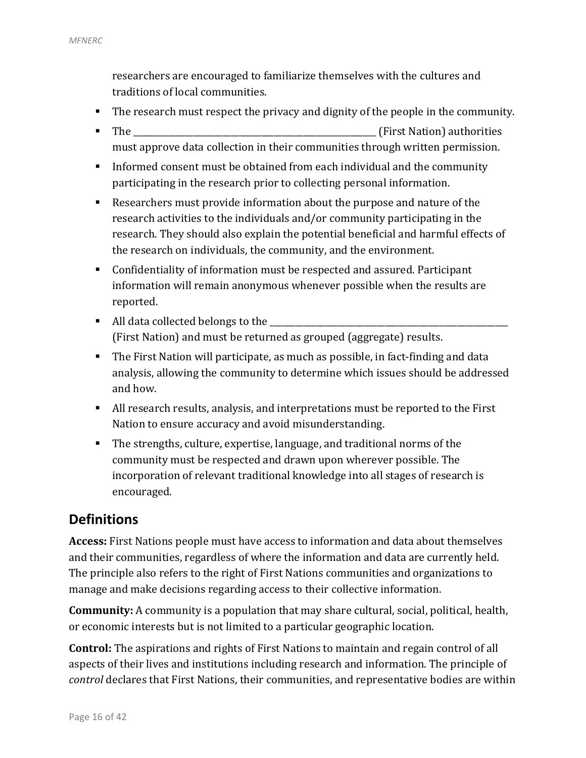researchers are encouraged to familiarize themselves with the cultures and traditions of local communities.

- The research must respect the privacy and dignity of the people in the community.
- The ______________________________________________________ (First Nation) authorities must approve data collection in their communities through written permission.
- Informed consent must be obtained from each individual and the community participating in the research prior to collecting personal information.
- Researchers must provide information about the purpose and nature of the research activities to the individuals and/or community participating in the research. They should also explain the potential beneficial and harmful effects of the research on individuals, the community, and the environment.
- Confidentiality of information must be respected and assured. Participant information will remain anonymous whenever possible when the results are reported.
- All data collected belongs to the ______________________________________________________ (First Nation) and must be returned as grouped (aggregate) results.
- The First Nation will participate, as much as possible, in fact-finding and data analysis, allowing the community to determine which issues should be addressed and how.
- All research results, analysis, and interpretations must be reported to the First Nation to ensure accuracy and avoid misunderstanding.
- The strengths, culture, expertise, language, and traditional norms of the community must be respected and drawn upon wherever possible. The incorporation of relevant traditional knowledge into all stages of research is encouraged.

## Definitions

**Access:** First Nations people must have access to information and data about themselves and their communities, regardless of where the information and data are currently held. The principle also refers to the right of First Nations communities and organizations to manage and make decisions regarding access to their collective information.

**Community:** A community is a population that may share cultural, social, political, health, or economic interests but is not limited to a particular geographic location.

**Control:** The aspirations and rights of First Nations to maintain and regain control of all aspects of their lives and institutions including research and information. The principle of *control* declares that First Nations, their communities, and representative bodies are within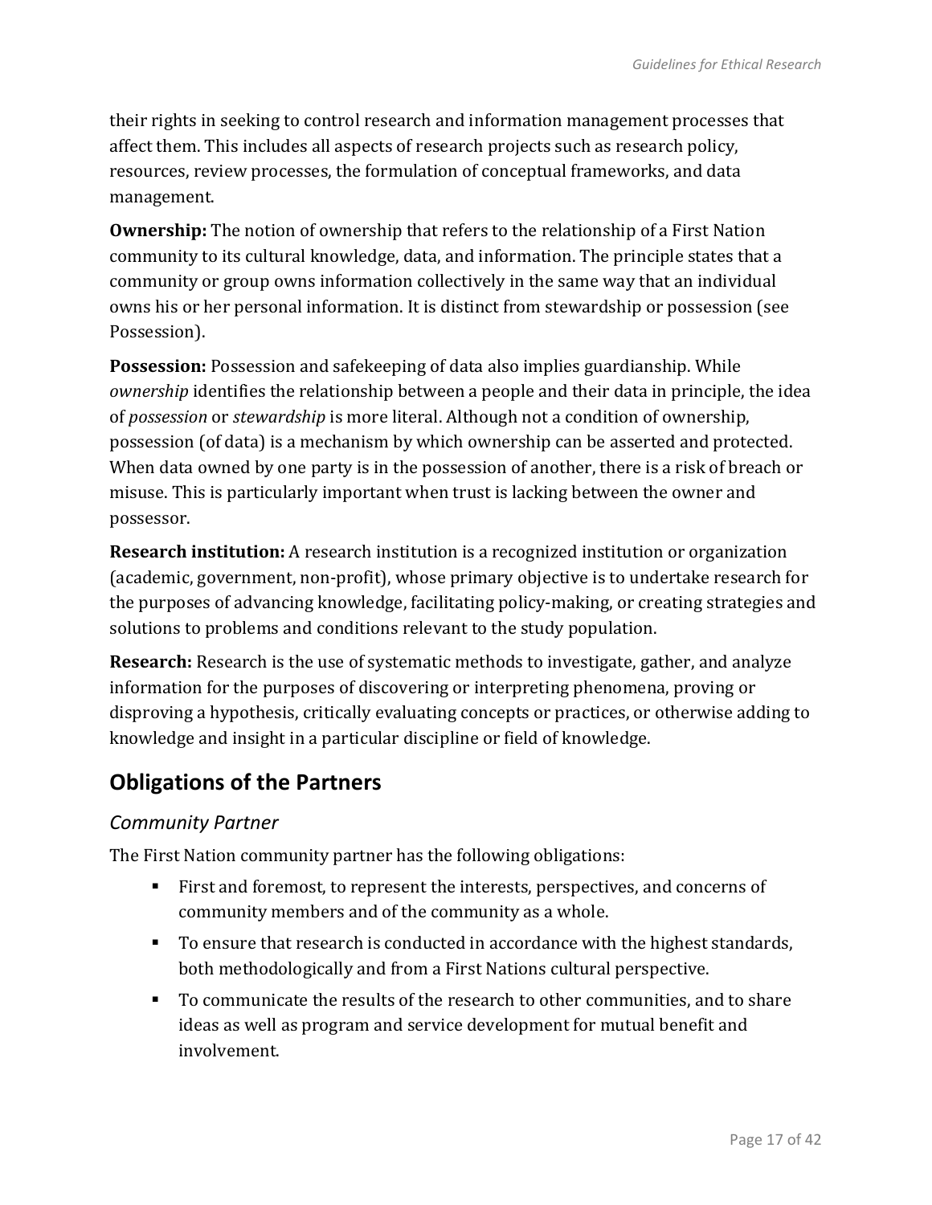their rights in seeking to control research and information management processes that affect them. This includes all aspects of research projects such as research policy, resources, review processes, the formulation of conceptual frameworks, and data management.

**Ownership:** The notion of ownership that refers to the relationship of a First Nation community to its cultural knowledge, data, and information. The principle states that a community or group owns information collectively in the same way that an individual owns his or her personal information. It is distinct from stewardship or possession (see Possession).

**Possession:** Possession and safekeeping of data also implies guardianship. While *ownership* identifies the relationship between a people and their data in principle, the idea of *possession* or *stewardship* is more literal. Although not a condition of ownership, possession (of data) is a mechanism by which ownership can be asserted and protected. When data owned by one party is in the possession of another, there is a risk of breach or misuse. This is particularly important when trust is lacking between the owner and possessor.

**Research institution:** A research institution is a recognized institution or organization (academic, government, non-profit), whose primary objective is to undertake research for the purposes of advancing knowledge, facilitating policy-making, or creating strategies and solutions to problems and conditions relevant to the study population.

**Research:** Research is the use of systematic methods to investigate, gather, and analyze information for the purposes of discovering or interpreting phenomena, proving or disproving a hypothesis, critically evaluating concepts or practices, or otherwise adding to knowledge and insight in a particular discipline or field of knowledge.

## Obligations of the Partners

### *Community Partner*

The First Nation community partner has the following obligations:

- First and foremost, to represent the interests, perspectives, and concerns of community members and of the community as a whole.
- To ensure that research is conducted in accordance with the highest standards, both methodologically and from a First Nations cultural perspective.
- To communicate the results of the research to other communities, and to share ideas as well as program and service development for mutual benefit and involvement.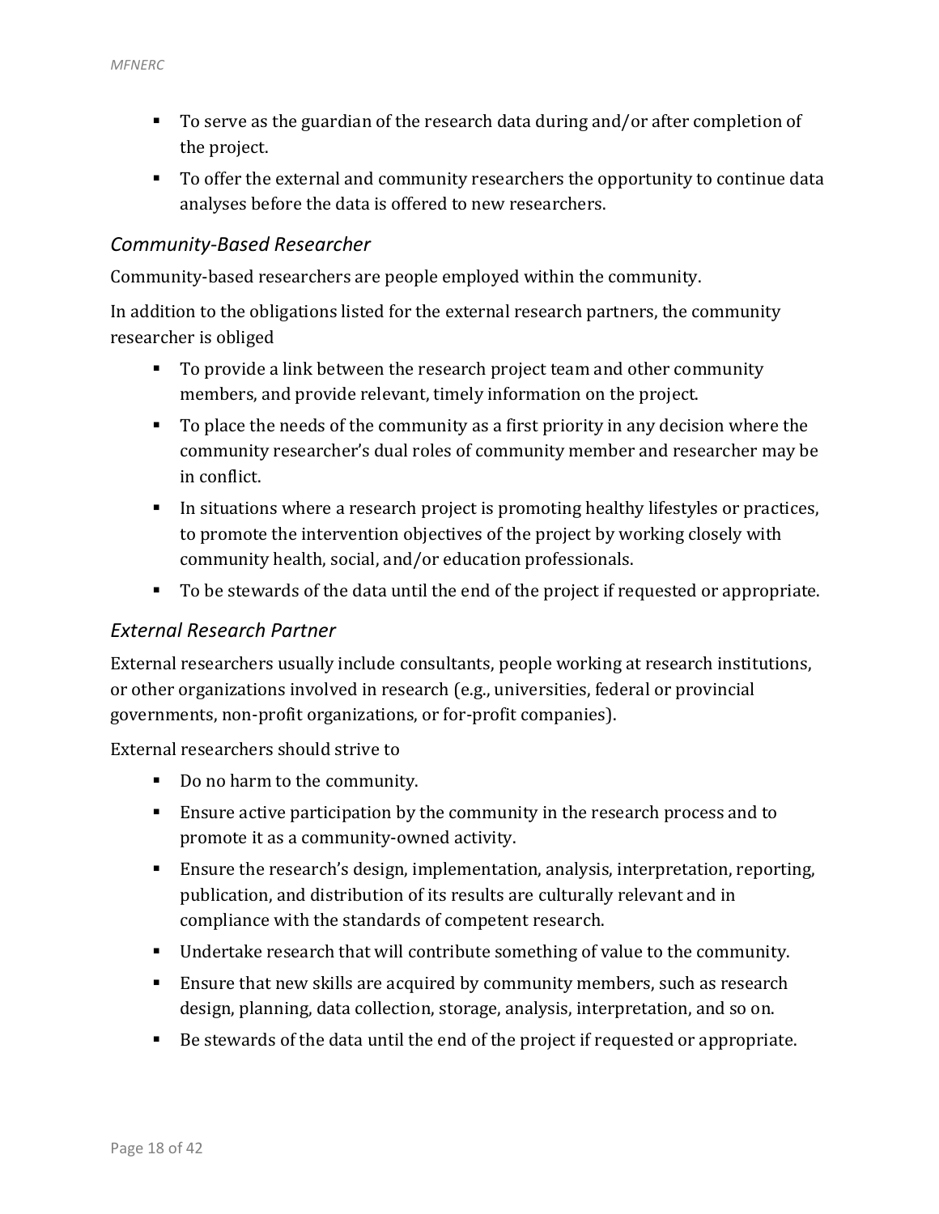- To serve as the guardian of the research data during and/or after completion of the project.
- To offer the external and community researchers the opportunity to continue data analyses before the data is offered to new researchers.

### *Community-Based Researcher*

Community-based researchers are people employed within the community.

In addition to the obligations listed for the external research partners, the community researcher is obliged

- To provide a link between the research project team and other community members, and provide relevant, timely information on the project.
- To place the needs of the community as a first priority in any decision where the community researcher's dual roles of community member and researcher may be in conflict.
- In situations where a research project is promoting healthy lifestyles or practices, to promote the intervention objectives of the project by working closely with community health, social, and/or education professionals.
- To be stewards of the data until the end of the project if requested or appropriate.

### *External Research Partner*

External researchers usually include consultants, people working at research institutions, or other organizations involved in research (e.g., universities, federal or provincial governments, non-profit organizations, or for-profit companies).

External researchers should strive to

- Do no harm to the community.
- Ensure active participation by the community in the research process and to promote it as a community-owned activity.
- Ensure the research's design, implementation, analysis, interpretation, reporting, publication, and distribution of its results are culturally relevant and in compliance with the standards of competent research.
- Undertake research that will contribute something of value to the community.
- Ensure that new skills are acquired by community members, such as research design, planning, data collection, storage, analysis, interpretation, and so on.
- Be stewards of the data until the end of the project if requested or appropriate.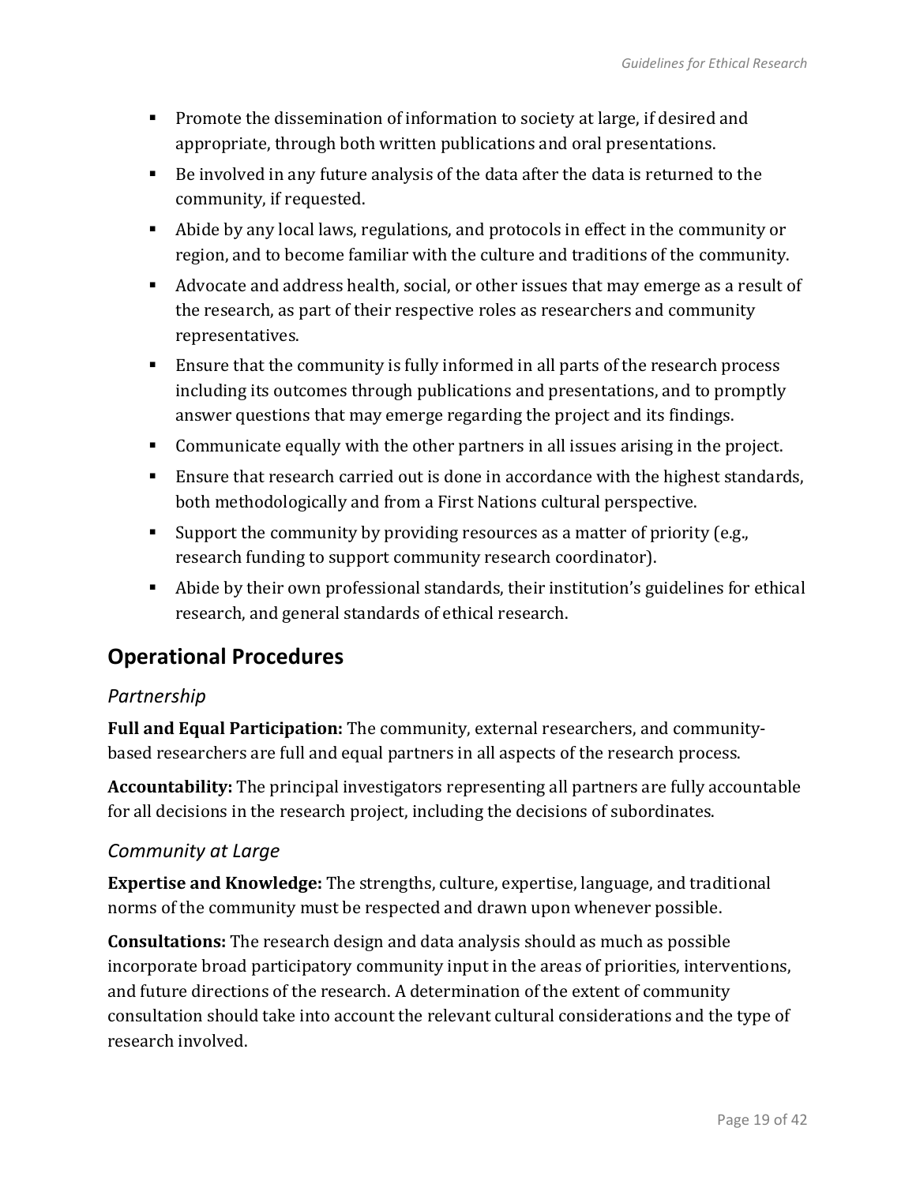- Promote the dissemination of information to society at large, if desired and appropriate, through both written publications and oral presentations.
- Be involved in any future analysis of the data after the data is returned to the community, if requested.
- Abide by any local laws, regulations, and protocols in effect in the community or region, and to become familiar with the culture and traditions of the community.
- Advocate and address health, social, or other issues that may emerge as a result of the research, as part of their respective roles as researchers and community representatives.
- Ensure that the community is fully informed in all parts of the research process including its outcomes through publications and presentations, and to promptly answer questions that may emerge regarding the project and its findings.
- Communicate equally with the other partners in all issues arising in the project.
- Ensure that research carried out is done in accordance with the highest standards, both methodologically and from a First Nations cultural perspective.
- Support the community by providing resources as a matter of priority (e.g., research funding to support community research coordinator).
- Abide by their own professional standards, their institution's guidelines for ethical research, and general standards of ethical research.

## Operational Procedures

### *Partnership*

**Full and Equal Participation:** The community, external researchers, and community-based researchers are full and equal partners in all aspects of the research process.

**Accountability:** The principal investigators representing all partners are fully accountable for all decisions in the research project, including the decisions of subordinates.

### *Community at Large*

**Expertise and Knowledge:** The strengths, culture, expertise, language, and traditional norms of the community must be respected and drawn upon whenever possible.

**Consultations:** The research design and data analysis should as much as possible incorporate broad participatory community input in the areas of priorities, interventions, and future directions of the research. A determination of the extent of community consultation should take into account the relevant cultural considerations and the type of research involved.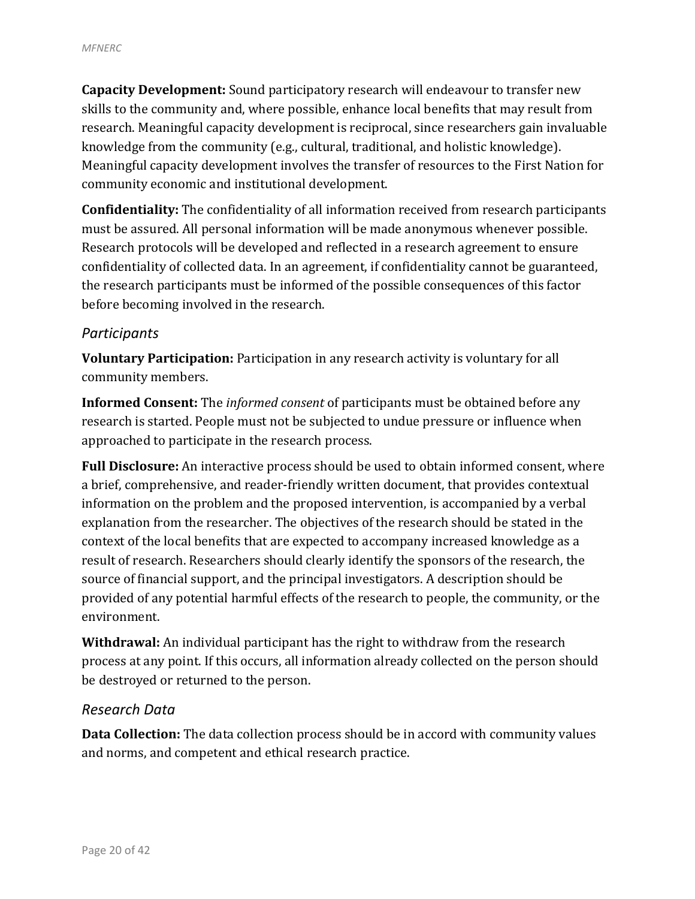**Capacity Development:** Sound participatory research will endeavour to transfer new skills to the community and, where possible, enhance local benefits that may result from research. Meaningful capacity development is reciprocal, since researchers gain invaluable knowledge from the community (e.g., cultural, traditional, and holistic knowledge). Meaningful capacity development involves the transfer of resources to the First Nation for community economic and institutional development.

**Confidentiality:** The confidentiality of all information received from research participants must be assured. All personal information will be made anonymous whenever possible. Research protocols will be developed and reflected in a research agreement to ensure confidentiality of collected data. In an agreement, if confidentiality cannot be guaranteed, the research participants must be informed of the possible consequences of this factor before becoming involved in the research.

### *Participants*

**Voluntary Participation:** Participation in any research activity is voluntary for all community members.

**Informed Consent:** The *informed consent* of participants must be obtained before any research is started. People must not be subjected to undue pressure or influence when approached to participate in the research process.

**Full Disclosure:** An interactive process should be used to obtain informed consent, where a brief, comprehensive, and reader-friendly written document, that provides contextual information on the problem and the proposed intervention, is accompanied by a verbal explanation from the researcher. The objectives of the research should be stated in the context of the local benefits that are expected to accompany increased knowledge as a result of research. Researchers should clearly identify the sponsors of the research, the source of financial support, and the principal investigators. A description should be provided of any potential harmful effects of the research to people, the community, or the environment.

**Withdrawal:** An individual participant has the right to withdraw from the research process at any point. If this occurs, all information already collected on the person should be destroyed or returned to the person.

### *Research Data*

**Data Collection:** The data collection process should be in accord with community values and norms, and competent and ethical research practice.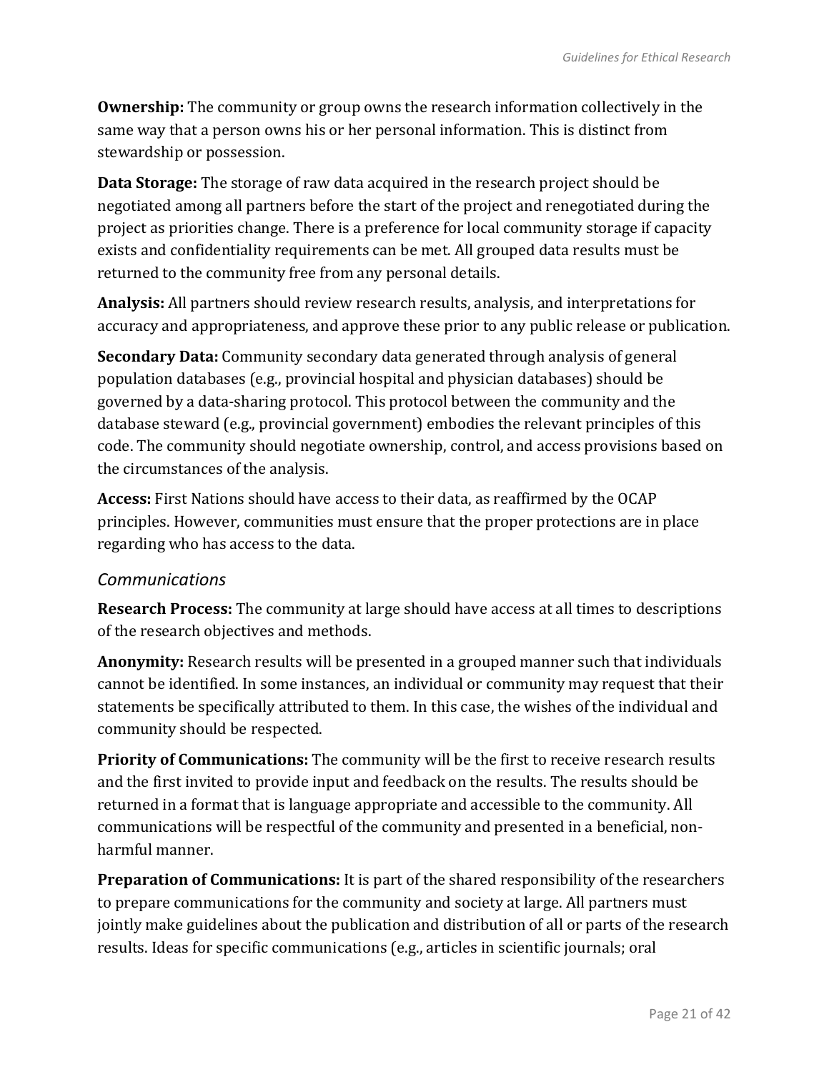**Ownership:** The community or group owns the research information collectively in the same way that a person owns his or her personal information. This is distinct from stewardship or possession.

**Data Storage:** The storage of raw data acquired in the research project should be negotiated among all partners before the start of the project and renegotiated during the project as priorities change. There is a preference for local community storage if capacity exists and confidentiality requirements can be met. All grouped data results must be returned to the community free from any personal details.

**Analysis:** All partners should review research results, analysis, and interpretations for accuracy and appropriateness, and approve these prior to any public release or publication.

**Secondary Data:** Community secondary data generated through analysis of general population databases (e.g., provincial hospital and physician databases) should be governed by a data-sharing protocol. This protocol between the community and the database steward (e.g., provincial government) embodies the relevant principles of this code. The community should negotiate ownership, control, and access provisions based on the circumstances of the analysis.

**Access:** First Nations should have access to their data, as reaffirmed by the OCAP principles. However, communities must ensure that the proper protections are in place regarding who has access to the data.

### *Communications*

**Research Process:** The community at large should have access at all times to descriptions of the research objectives and methods.

**Anonymity:** Research results will be presented in a grouped manner such that individuals cannot be identified. In some instances, an individual or community may request that their statements be specifically attributed to them. In this case, the wishes of the individual and community should be respected.

**Priority of Communications:** The community will be the first to receive research results and the first invited to provide input and feedback on the results. The results should be returned in a format that is language appropriate and accessible to the community. All communications will be respectful of the community and presented in a beneficial, non-harmful manner.

**Preparation of Communications:** It is part of the shared responsibility of the researchers to prepare communications for the community and society at large. All partners must jointly make guidelines about the publication and distribution of all or parts of the research results. Ideas for specific communications (e.g., articles in scientific journals; oral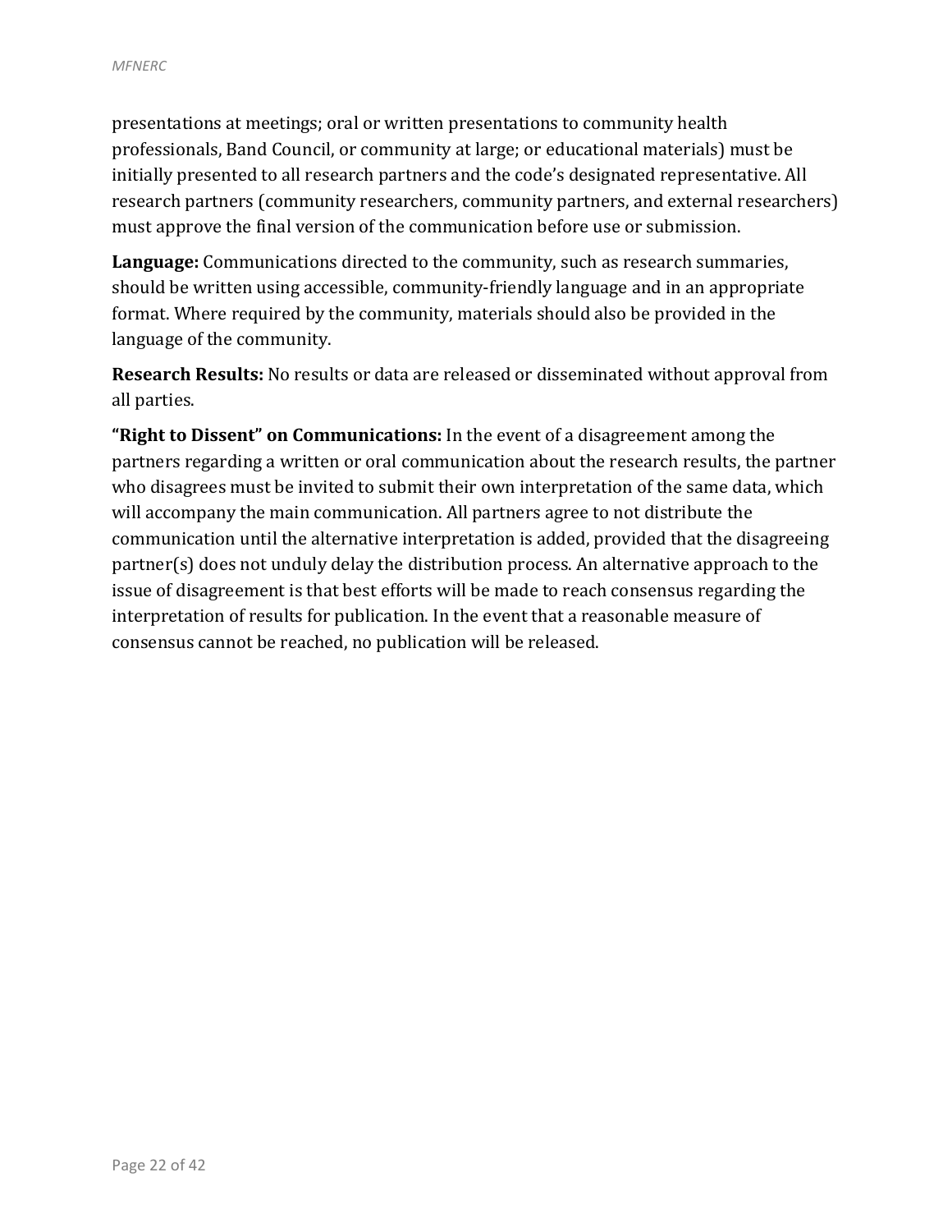presentations at meetings; oral or written presentations to community health professionals, Band Council, or community at large; or educational materials) must be initially presented to all research partners and the code's designated representative. All research partners (community researchers, community partners, and external researchers) must approve the final version of the communication before use or submission.

**Language:** Communications directed to the community, such as research summaries, should be written using accessible, community-friendly language and in an appropriate format. Where required by the community, materials should also be provided in the language of the community.

**Research Results:** No results or data are released or disseminated without approval from all parties.

**"Right to Dissent" on Communications:** In the event of a disagreement among the partners regarding a written or oral communication about the research results, the partner who disagrees must be invited to submit their own interpretation of the same data, which will accompany the main communication. All partners agree to not distribute the communication until the alternative interpretation is added, provided that the disagreeing partner(s) does not unduly delay the distribution process. An alternative approach to the issue of disagreement is that best efforts will be made to reach consensus regarding the interpretation of results for publication. In the event that a reasonable measure of consensus cannot be reached, no publication will be released.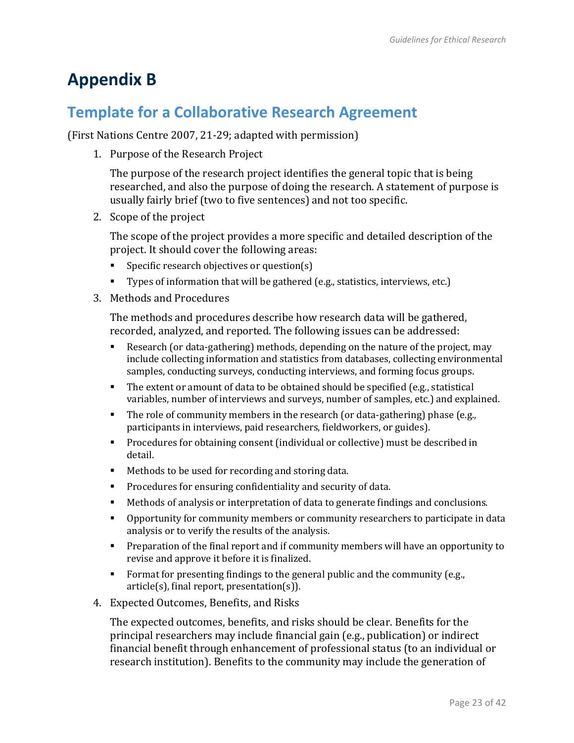# Appendix B

## Template for a Collaborative Research Agreement

(First Nations Centre 2007, 21-29; adapted with permission)

1. Purpose of the Research Project

   The purpose of the research project identifies the general topic that is being researched, and also the purpose of doing the research. A statement of purpose is usually fairly brief (two to five sentences) and not too specific.

2. Scope of the project

   The scope of the project provides a more specific and detailed description of the project. It should cover the following areas:

   - Specific research objectives or question(s)
   - Types of information that will be gathered (e.g., statistics, interviews, etc.)

3. Methods and Procedures

   The methods and procedures describe how research data will be gathered, recorded, analyzed, and reported. The following issues can be addressed:

   - Research (or data-gathering) methods, depending on the nature of the project, may include collecting information and statistics from databases, collecting environmental samples, conducting surveys, conducting interviews, and forming focus groups.
   - The extent or amount of data to be obtained should be specified (e.g., statistical variables, number of interviews and surveys, number of samples, etc.) and explained.
   - The role of community members in the research (or data-gathering) phase (e.g., participants in interviews, paid researchers, fieldworkers, or guides).
   - Procedures for obtaining consent (individual or collective) must be described in detail.
   - Methods to be used for recording and storing data.
   - Procedures for ensuring confidentiality and security of data.
   - Methods of analysis or interpretation of data to generate findings and conclusions.
   - Opportunity for community members or community researchers to participate in data analysis or to verify the results of the analysis.
   - Preparation of the final report and if community members will have an opportunity to revise and approve it before it is finalized.
   - Format for presenting findings to the general public and the community (e.g., article(s), final report, presentation(s)).

4. Expected Outcomes, Benefits, and Risks

   The expected outcomes, benefits, and risks should be clear. Benefits for the principal researchers may include financial gain (e.g., publication) or indirect financial benefit through enhancement of professional status (to an individual or research institution). Benefits to the community may include the generation of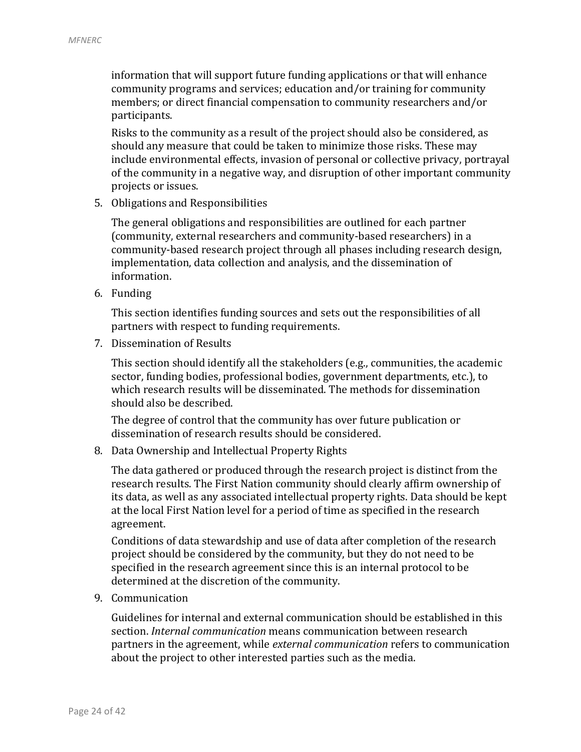information that will support future funding applications or that will enhance community programs and services; education and/or training for community members; or direct financial compensation to community researchers and/or participants.

Risks to the community as a result of the project should also be considered, as should any measure that could be taken to minimize those risks. These may include environmental effects, invasion of personal or collective privacy, portrayal of the community in a negative way, and disruption of other important community projects or issues.

5. Obligations and Responsibilities

   The general obligations and responsibilities are outlined for each partner (community, external researchers and community-based researchers) in a community-based research project through all phases including research design, implementation, data collection and analysis, and the dissemination of information.

6. Funding

   This section identifies funding sources and sets out the responsibilities of all partners with respect to funding requirements.

7. Dissemination of Results

   This section should identify all the stakeholders (e.g., communities, the academic sector, funding bodies, professional bodies, government departments, etc.), to which research results will be disseminated. The methods for dissemination should also be described.

   The degree of control that the community has over future publication or dissemination of research results should be considered.

8. Data Ownership and Intellectual Property Rights

   The data gathered or produced through the research project is distinct from the research results. The First Nation community should clearly affirm ownership of its data, as well as any associated intellectual property rights. Data should be kept at the local First Nation level for a period of time as specified in the research agreement.

   Conditions of data stewardship and use of data after completion of the research project should be considered by the community, but they do not need to be specified in the research agreement since this is an internal protocol to be determined at the discretion of the community.

9. Communication

   Guidelines for internal and external communication should be established in this section. *Internal communication* means communication between research partners in the agreement, while *external communication* refers to communication about the project to other interested parties such as the media.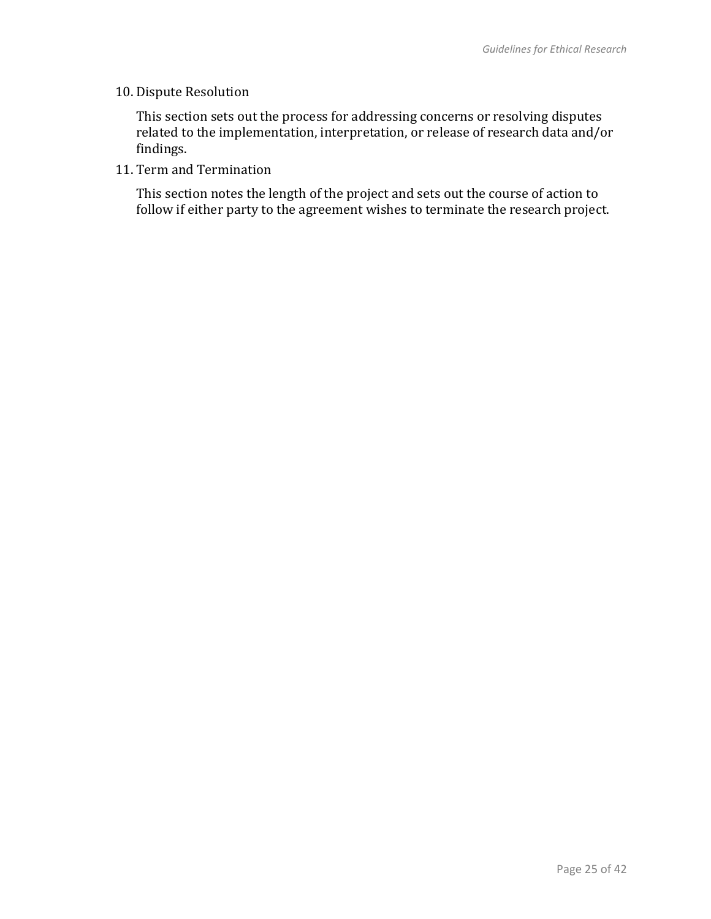10. Dispute Resolution

    This section sets out the process for addressing concerns or resolving disputes related to the implementation, interpretation, or release of research data and/or findings.

11. Term and Termination

    This section notes the length of the project and sets out the course of action to follow if either party to the agreement wishes to terminate the research project.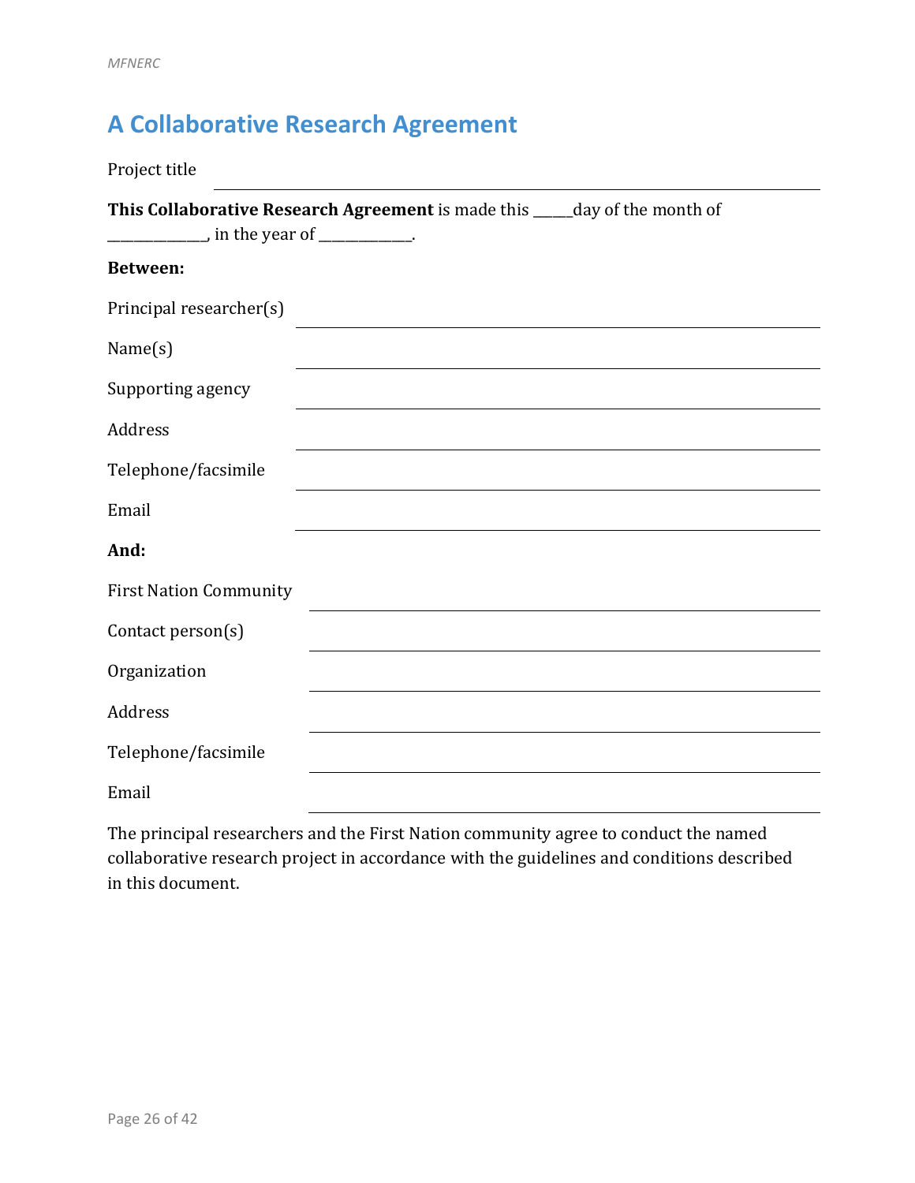# A Collaborative Research Agreement

Project title ______________________________________________

**This Collaborative Research Agreement** is made this _____day of the month of _____________, in the year of ____________.

**Between:**

Principal researcher(s) ______________________________________________

Name(s) ______________________________________________

Supporting agency ______________________________________________

Address ______________________________________________

Telephone/facsimile ______________________________________________

Email ______________________________________________

**And:**

First Nation Community ______________________________________________

Contact person(s) ______________________________________________

Organization ______________________________________________

Address ______________________________________________

Telephone/facsimile ______________________________________________

Email ______________________________________________

The principal researchers and the First Nation community agree to conduct the named collaborative research project in accordance with the guidelines and conditions described in this document.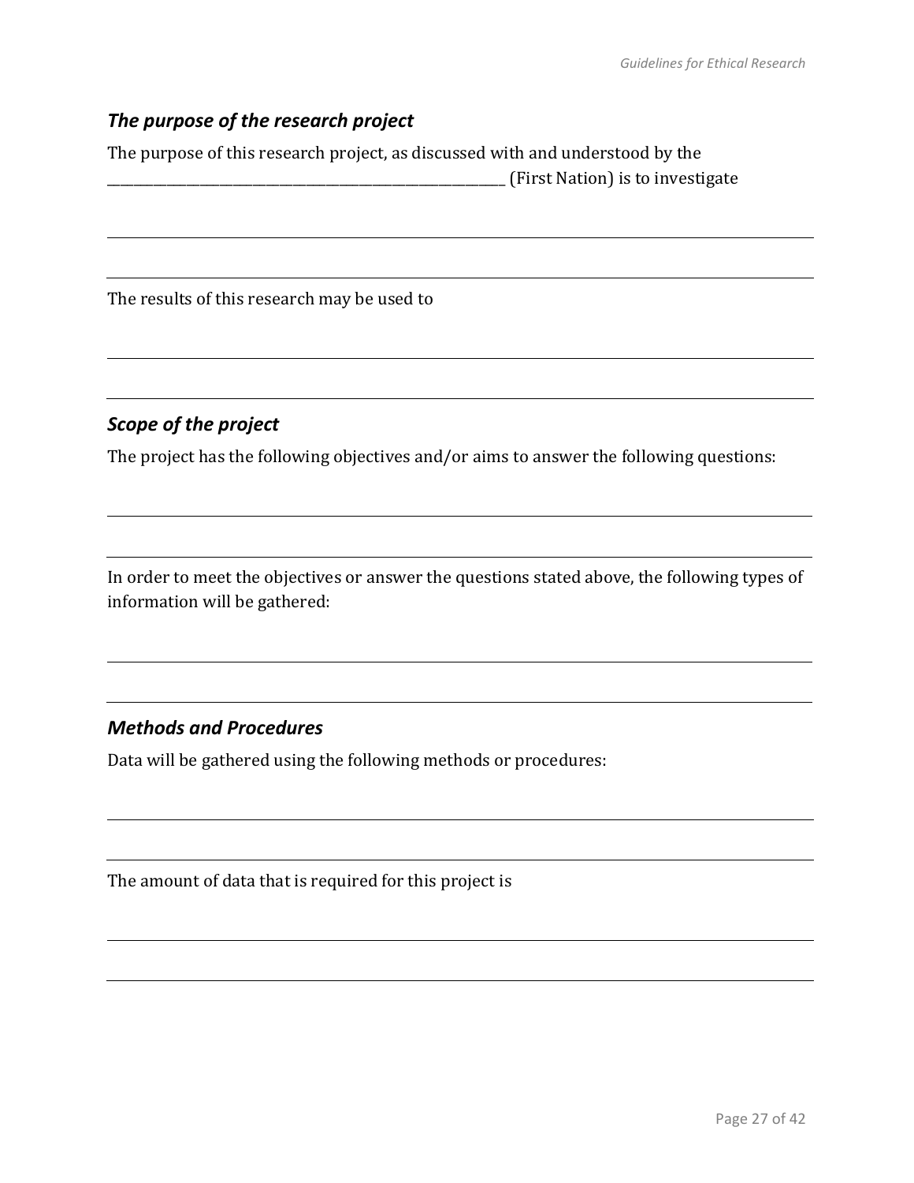### *The purpose of the research project*

The purpose of this research project, as discussed with and understood by the ________________________________________________ (First Nation) is to investigate

______________________________________________________________________________

______________________________________________________________________________

The results of this research may be used to

______________________________________________________________________________

______________________________________________________________________________

### *Scope of the project*

The project has the following objectives and/or aims to answer the following questions:

______________________________________________________________________________

______________________________________________________________________________

In order to meet the objectives or answer the questions stated above, the following types of information will be gathered:

______________________________________________________________________________

______________________________________________________________________________

### *Methods and Procedures*

Data will be gathered using the following methods or procedures:

______________________________________________________________________________

______________________________________________________________________________

The amount of data that is required for this project is

______________________________________________________________________________

______________________________________________________________________________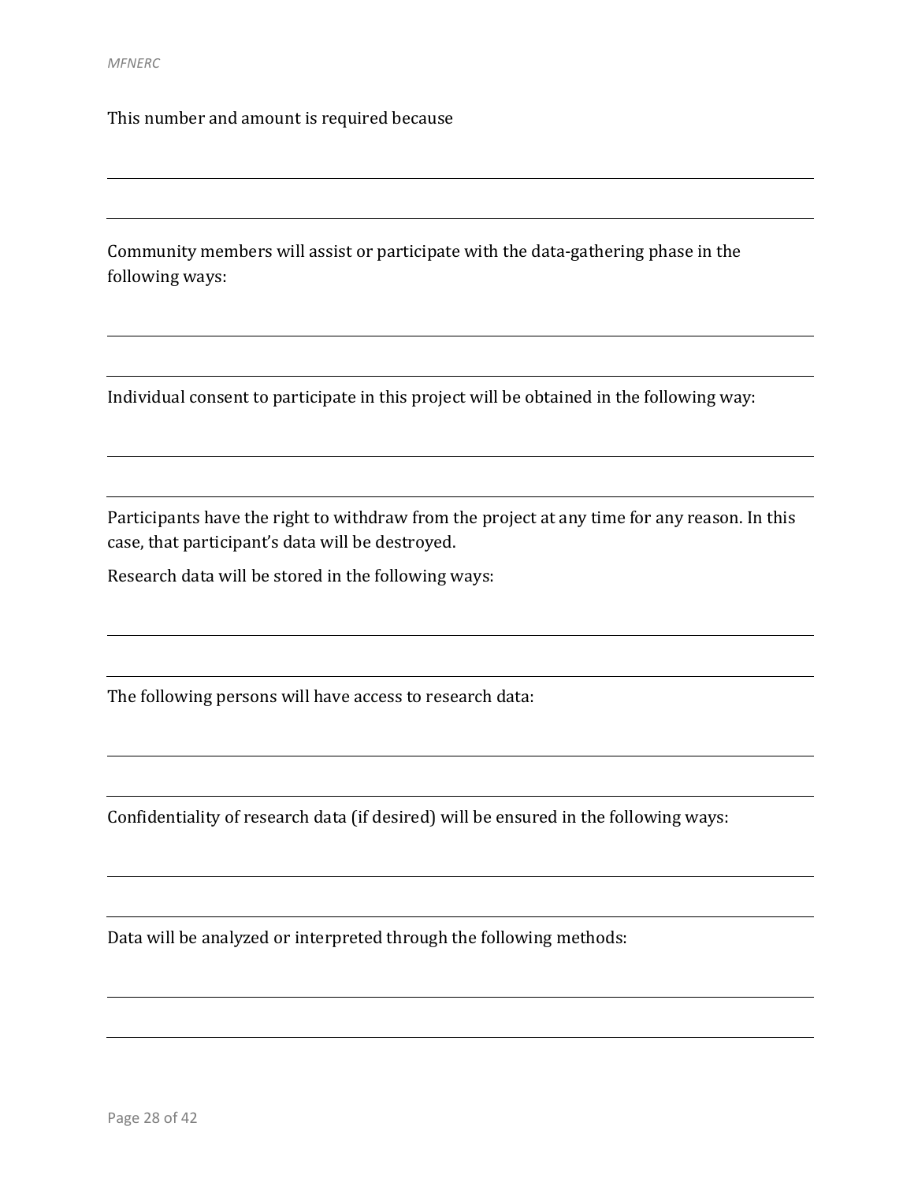This number and amount is required because

______________________________________________________________________________

______________________________________________________________________________

Community members will assist or participate with the data-gathering phase in the following ways:

______________________________________________________________________________

______________________________________________________________________________

Individual consent to participate in this project will be obtained in the following way:

______________________________________________________________________________

______________________________________________________________________________

Participants have the right to withdraw from the project at any time for any reason. In this case, that participant's data will be destroyed.

Research data will be stored in the following ways:

______________________________________________________________________________

______________________________________________________________________________

The following persons will have access to research data:

______________________________________________________________________________

______________________________________________________________________________

Confidentiality of research data (if desired) will be ensured in the following ways:

______________________________________________________________________________

______________________________________________________________________________

Data will be analyzed or interpreted through the following methods:

______________________________________________________________________________

______________________________________________________________________________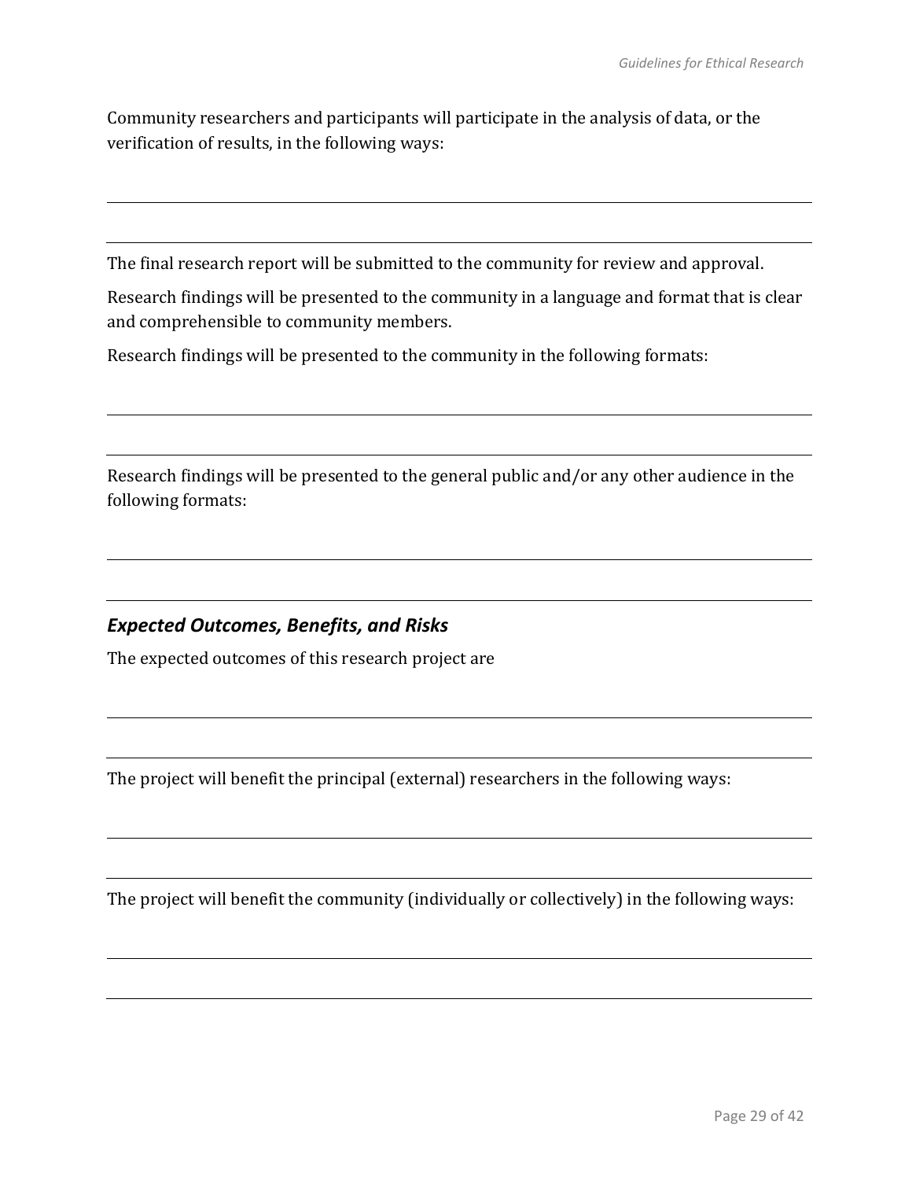Community researchers and participants will participate in the analysis of data, or the verification of results, in the following ways:

\_\_\_\_\_\_\_\_\_\_\_\_\_\_\_\_\_\_\_\_\_\_\_\_\_\_\_\_\_\_\_\_\_\_\_\_\_\_\_\_\_\_\_\_\_\_\_\_\_\_\_\_\_\_\_\_\_\_\_\_

\_\_\_\_\_\_\_\_\_\_\_\_\_\_\_\_\_\_\_\_\_\_\_\_\_\_\_\_\_\_\_\_\_\_\_\_\_\_\_\_\_\_\_\_\_\_\_\_\_\_\_\_\_\_\_\_\_\_\_\_

The final research report will be submitted to the community for review and approval.

Research findings will be presented to the community in a language and format that is clear and comprehensible to community members.

Research findings will be presented to the community in the following formats:

\_\_\_\_\_\_\_\_\_\_\_\_\_\_\_\_\_\_\_\_\_\_\_\_\_\_\_\_\_\_\_\_\_\_\_\_\_\_\_\_\_\_\_\_\_\_\_\_\_\_\_\_\_\_\_\_\_\_\_\_

\_\_\_\_\_\_\_\_\_\_\_\_\_\_\_\_\_\_\_\_\_\_\_\_\_\_\_\_\_\_\_\_\_\_\_\_\_\_\_\_\_\_\_\_\_\_\_\_\_\_\_\_\_\_\_\_\_\_\_\_

Research findings will be presented to the general public and/or any other audience in the following formats:

\_\_\_\_\_\_\_\_\_\_\_\_\_\_\_\_\_\_\_\_\_\_\_\_\_\_\_\_\_\_\_\_\_\_\_\_\_\_\_\_\_\_\_\_\_\_\_\_\_\_\_\_\_\_\_\_\_\_\_\_

\_\_\_\_\_\_\_\_\_\_\_\_\_\_\_\_\_\_\_\_\_\_\_\_\_\_\_\_\_\_\_\_\_\_\_\_\_\_\_\_\_\_\_\_\_\_\_\_\_\_\_\_\_\_\_\_\_\_\_\_

### *Expected Outcomes, Benefits, and Risks*

The expected outcomes of this research project are

\_\_\_\_\_\_\_\_\_\_\_\_\_\_\_\_\_\_\_\_\_\_\_\_\_\_\_\_\_\_\_\_\_\_\_\_\_\_\_\_\_\_\_\_\_\_\_\_\_\_\_\_\_\_\_\_\_\_\_\_

\_\_\_\_\_\_\_\_\_\_\_\_\_\_\_\_\_\_\_\_\_\_\_\_\_\_\_\_\_\_\_\_\_\_\_\_\_\_\_\_\_\_\_\_\_\_\_\_\_\_\_\_\_\_\_\_\_\_\_\_

The project will benefit the principal (external) researchers in the following ways:

\_\_\_\_\_\_\_\_\_\_\_\_\_\_\_\_\_\_\_\_\_\_\_\_\_\_\_\_\_\_\_\_\_\_\_\_\_\_\_\_\_\_\_\_\_\_\_\_\_\_\_\_\_\_\_\_\_\_\_\_

\_\_\_\_\_\_\_\_\_\_\_\_\_\_\_\_\_\_\_\_\_\_\_\_\_\_\_\_\_\_\_\_\_\_\_\_\_\_\_\_\_\_\_\_\_\_\_\_\_\_\_\_\_\_\_\_\_\_\_\_

The project will benefit the community (individually or collectively) in the following ways:

\_\_\_\_\_\_\_\_\_\_\_\_\_\_\_\_\_\_\_\_\_\_\_\_\_\_\_\_\_\_\_\_\_\_\_\_\_\_\_\_\_\_\_\_\_\_\_\_\_\_\_\_\_\_\_\_\_\_\_\_

\_\_\_\_\_\_\_\_\_\_\_\_\_\_\_\_\_\_\_\_\_\_\_\_\_\_\_\_\_\_\_\_\_\_\_\_\_\_\_\_\_\_\_\_\_\_\_\_\_\_\_\_\_\_\_\_\_\_\_\_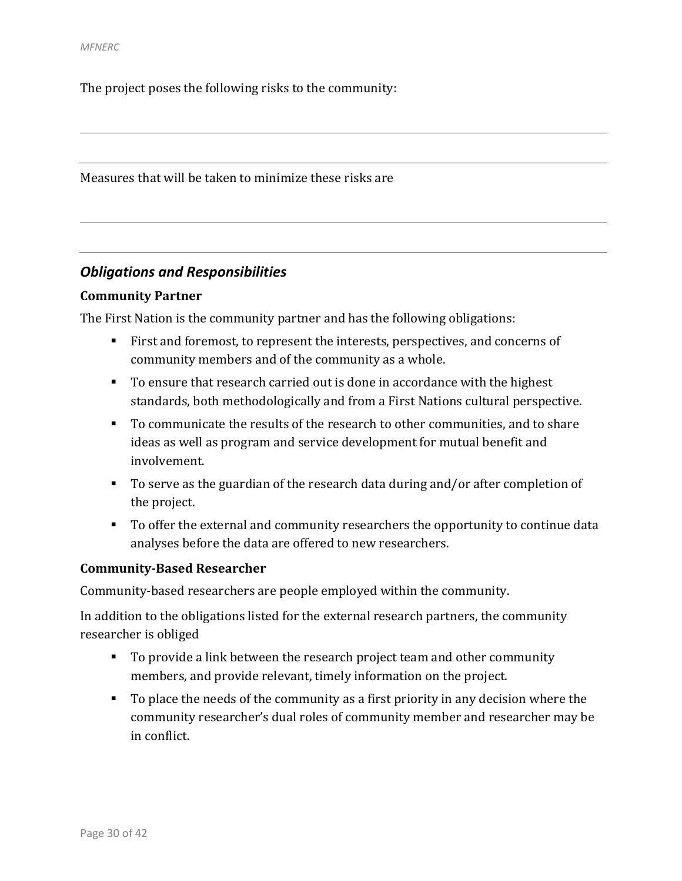The project poses the following risks to the community:

---

---

Measures that will be taken to minimize these risks are

---

---

## *Obligations and Responsibilities*

### Community Partner

The First Nation is the community partner and has the following obligations:

- First and foremost, to represent the interests, perspectives, and concerns of community members and of the community as a whole.
- To ensure that research carried out is done in accordance with the highest standards, both methodologically and from a First Nations cultural perspective.
- To communicate the results of the research to other communities, and to share ideas as well as program and service development for mutual benefit and involvement.
- To serve as the guardian of the research data during and/or after completion of the project.
- To offer the external and community researchers the opportunity to continue data analyses before the data are offered to new researchers.

### Community-Based Researcher

Community-based researchers are people employed within the community.

In addition to the obligations listed for the external research partners, the community researcher is obliged

- To provide a link between the research project team and other community members, and provide relevant, timely information on the project.
- To place the needs of the community as a first priority in any decision where the community researcher's dual roles of community member and researcher may be in conflict.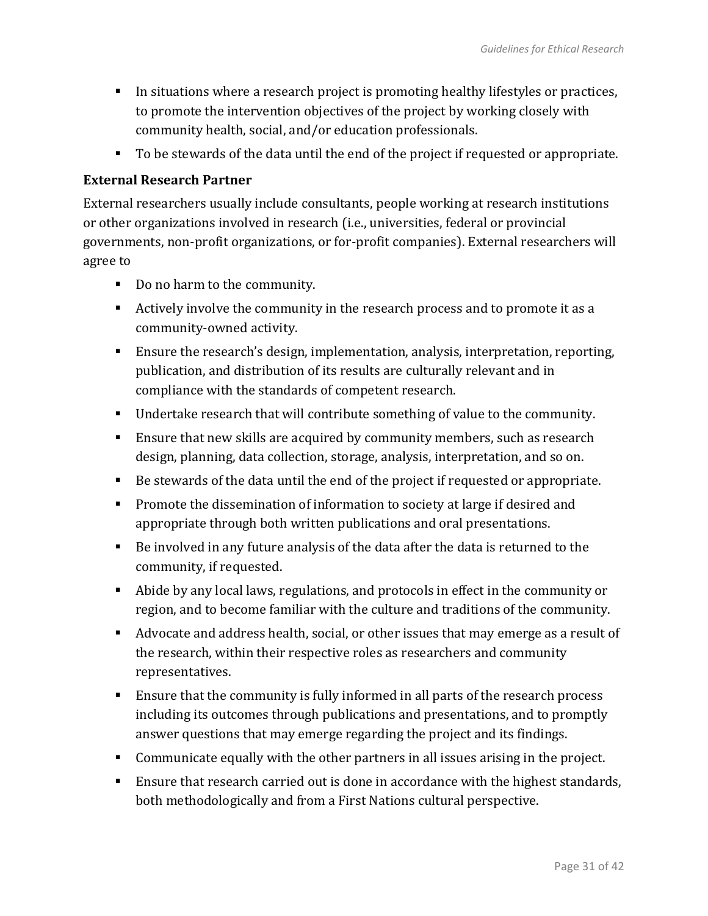- In situations where a research project is promoting healthy lifestyles or practices, to promote the intervention objectives of the project by working closely with community health, social, and/or education professionals.
- To be stewards of the data until the end of the project if requested or appropriate.

**External Research Partner**

External researchers usually include consultants, people working at research institutions or other organizations involved in research (i.e., universities, federal or provincial governments, non-profit organizations, or for-profit companies). External researchers will agree to

- Do no harm to the community.
- Actively involve the community in the research process and to promote it as a community-owned activity.
- Ensure the research's design, implementation, analysis, interpretation, reporting, publication, and distribution of its results are culturally relevant and in compliance with the standards of competent research.
- Undertake research that will contribute something of value to the community.
- Ensure that new skills are acquired by community members, such as research design, planning, data collection, storage, analysis, interpretation, and so on.
- Be stewards of the data until the end of the project if requested or appropriate.
- Promote the dissemination of information to society at large if desired and appropriate through both written publications and oral presentations.
- Be involved in any future analysis of the data after the data is returned to the community, if requested.
- Abide by any local laws, regulations, and protocols in effect in the community or region, and to become familiar with the culture and traditions of the community.
- Advocate and address health, social, or other issues that may emerge as a result of the research, within their respective roles as researchers and community representatives.
- Ensure that the community is fully informed in all parts of the research process including its outcomes through publications and presentations, and to promptly answer questions that may emerge regarding the project and its findings.
- Communicate equally with the other partners in all issues arising in the project.
- Ensure that research carried out is done in accordance with the highest standards, both methodologically and from a First Nations cultural perspective.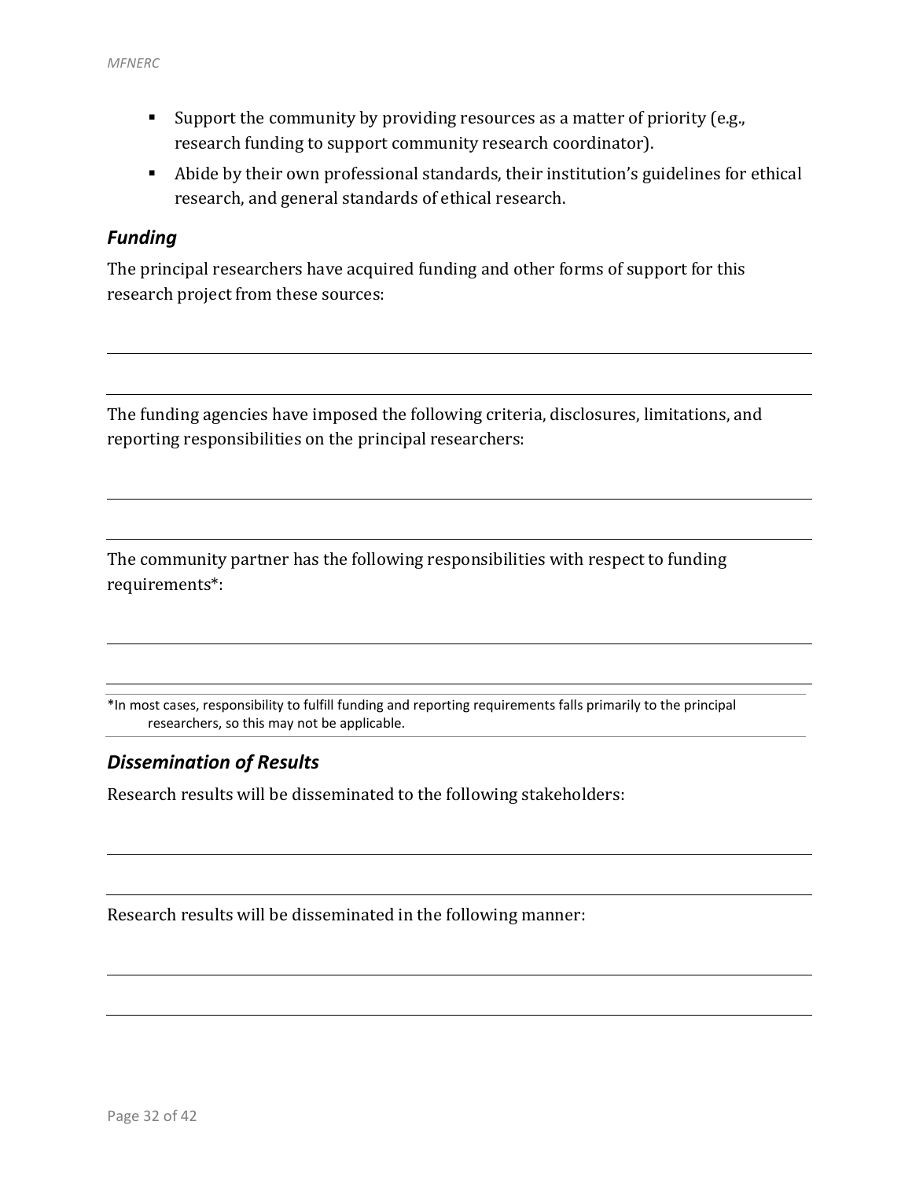- Support the community by providing resources as a matter of priority (e.g., research funding to support community research coordinator).
- Abide by their own professional standards, their institution's guidelines for ethical research, and general standards of ethical research.

### *Funding*

The principal researchers have acquired funding and other forms of support for this research project from these sources:

______________________________________________________________________________

______________________________________________________________________________

The funding agencies have imposed the following criteria, disclosures, limitations, and reporting responsibilities on the principal researchers:

______________________________________________________________________________

______________________________________________________________________________

The community partner has the following responsibilities with respect to funding requirements*:

______________________________________________________________________________

______________________________________________________________________________

*In most cases, responsibility to fulfill funding and reporting requirements falls primarily to the principal researchers, so this may not be applicable.

### *Dissemination of Results*

Research results will be disseminated to the following stakeholders:

______________________________________________________________________________

______________________________________________________________________________

Research results will be disseminated in the following manner:

______________________________________________________________________________

______________________________________________________________________________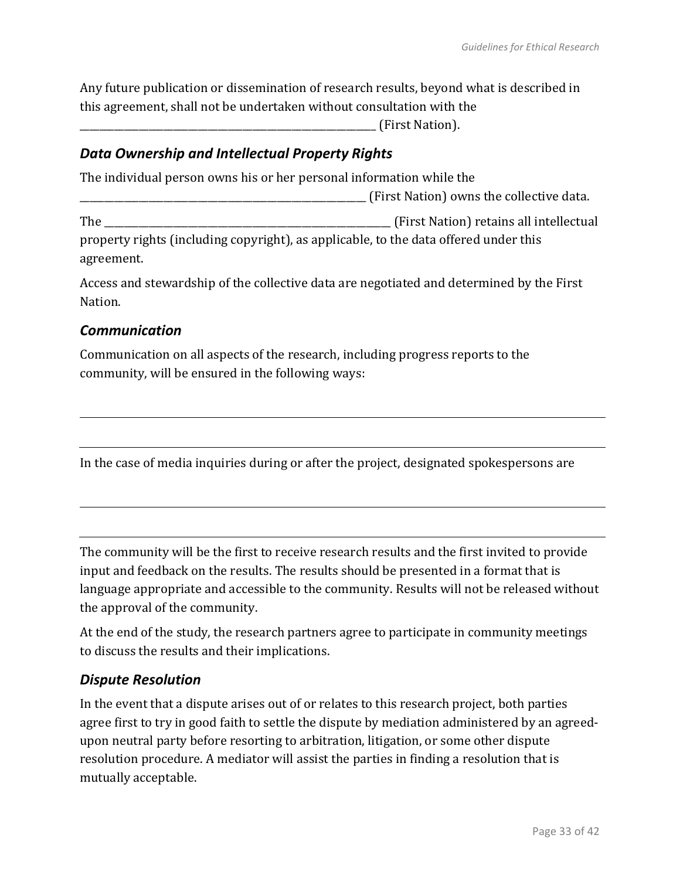Any future publication or dissemination of research results, beyond what is described in this agreement, shall not be undertaken without consultation with the ____________________________________________________ (First Nation).

### *Data Ownership and Intellectual Property Rights*

The individual person owns his or her personal information while the ____________________________________________________ (First Nation) owns the collective data.

The ____________________________________________________ (First Nation) retains all intellectual property rights (including copyright), as applicable, to the data offered under this agreement.

Access and stewardship of the collective data are negotiated and determined by the First Nation.

### *Communication*

Communication on all aspects of the research, including progress reports to the community, will be ensured in the following ways:

______________________________________________________________________________

______________________________________________________________________________

In the case of media inquiries during or after the project, designated spokespersons are

______________________________________________________________________________

______________________________________________________________________________

The community will be the first to receive research results and the first invited to provide input and feedback on the results. The results should be presented in a format that is language appropriate and accessible to the community. Results will not be released without the approval of the community.

At the end of the study, the research partners agree to participate in community meetings to discuss the results and their implications.

### *Dispute Resolution*

In the event that a dispute arises out of or relates to this research project, both parties agree first to try in good faith to settle the dispute by mediation administered by an agreed-upon neutral party before resorting to arbitration, litigation, or some other dispute resolution procedure. A mediator will assist the parties in finding a resolution that is mutually acceptable.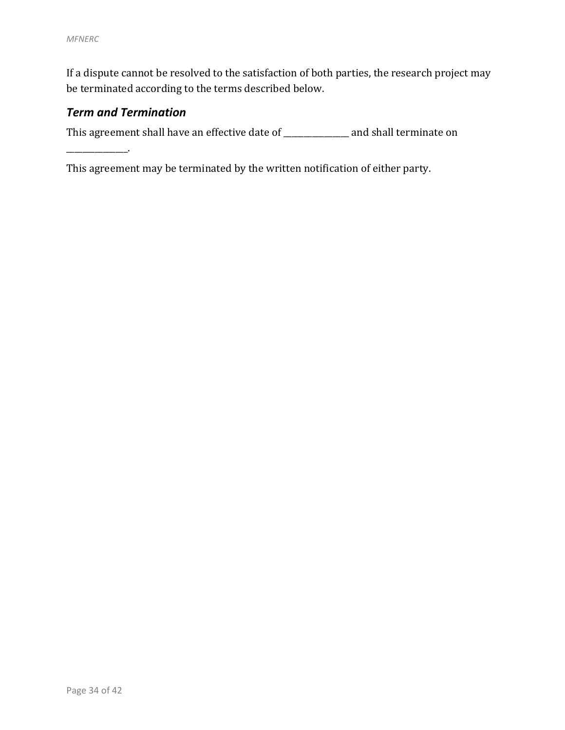If a dispute cannot be resolved to the satisfaction of both parties, the research project may be terminated according to the terms described below.

### *Term and Termination*

This agreement shall have an effective date of _______________ and shall terminate on _______________.

This agreement may be terminated by the written notification of either party.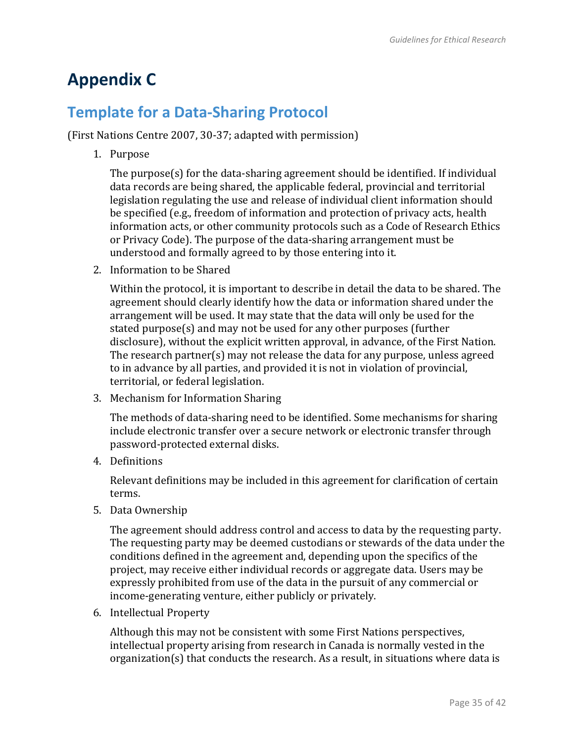# Appendix C

## Template for a Data-Sharing Protocol

(First Nations Centre 2007, 30-37; adapted with permission)

1. Purpose

   The purpose(s) for the data-sharing agreement should be identified. If individual data records are being shared, the applicable federal, provincial and territorial legislation regulating the use and release of individual client information should be specified (e.g., freedom of information and protection of privacy acts, health information acts, or other community protocols such as a Code of Research Ethics or Privacy Code). The purpose of the data-sharing arrangement must be understood and formally agreed to by those entering into it.

2. Information to be Shared

   Within the protocol, it is important to describe in detail the data to be shared. The agreement should clearly identify how the data or information shared under the arrangement will be used. It may state that the data will only be used for the stated purpose(s) and may not be used for any other purposes (further disclosure), without the explicit written approval, in advance, of the First Nation. The research partner(s) may not release the data for any purpose, unless agreed to in advance by all parties, and provided it is not in violation of provincial, territorial, or federal legislation.

3. Mechanism for Information Sharing

   The methods of data-sharing need to be identified. Some mechanisms for sharing include electronic transfer over a secure network or electronic transfer through password-protected external disks.

4. Definitions

   Relevant definitions may be included in this agreement for clarification of certain terms.

5. Data Ownership

   The agreement should address control and access to data by the requesting party. The requesting party may be deemed custodians or stewards of the data under the conditions defined in the agreement and, depending upon the specifics of the project, may receive either individual records or aggregate data. Users may be expressly prohibited from use of the data in the pursuit of any commercial or income-generating venture, either publicly or privately.

6. Intellectual Property

   Although this may not be consistent with some First Nations perspectives, intellectual property arising from research in Canada is normally vested in the organization(s) that conducts the research. As a result, in situations where data is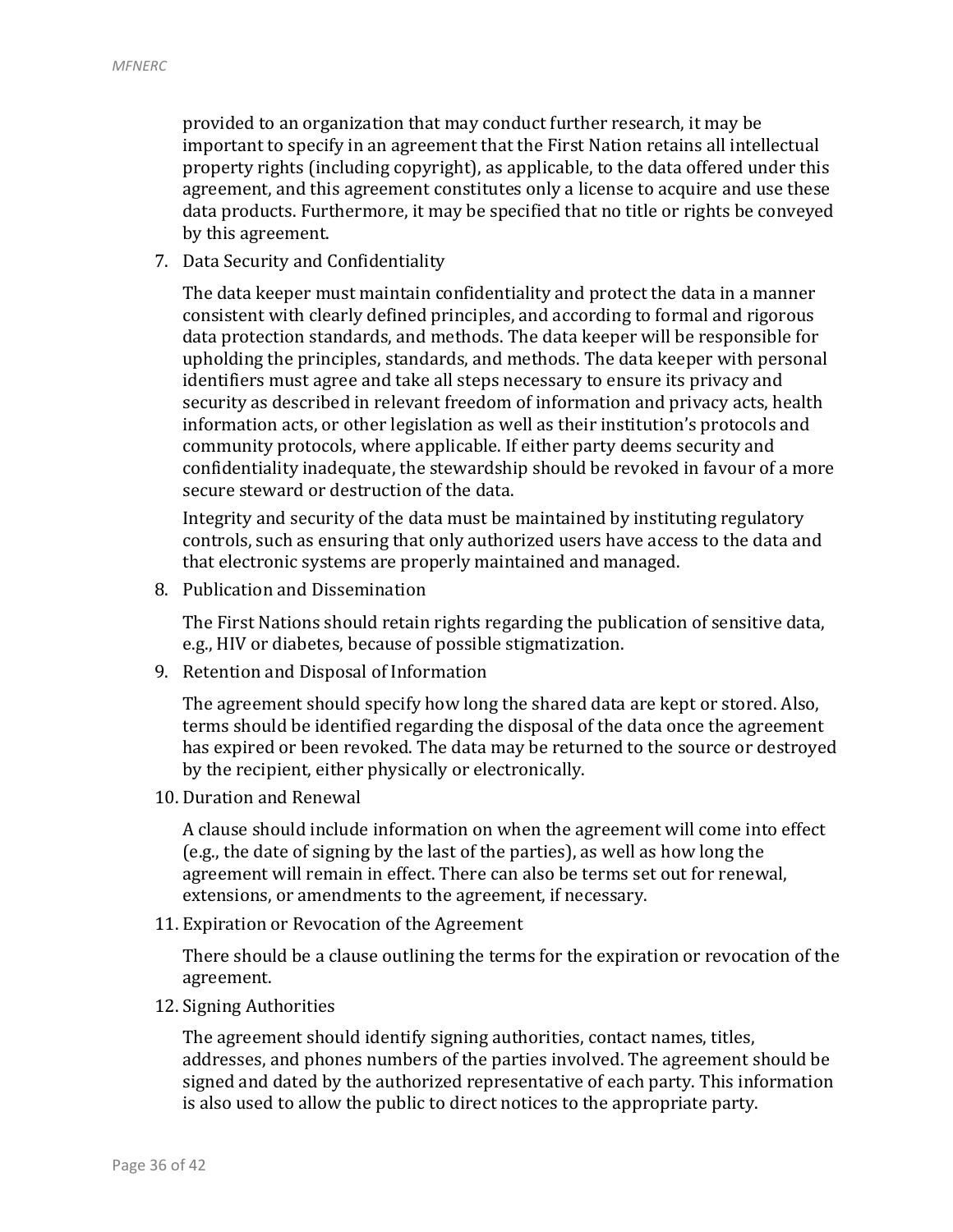provided to an organization that may conduct further research, it may be important to specify in an agreement that the First Nation retains all intellectual property rights (including copyright), as applicable, to the data offered under this agreement, and this agreement constitutes only a license to acquire and use these data products. Furthermore, it may be specified that no title or rights be conveyed by this agreement.

7. Data Security and Confidentiality

   The data keeper must maintain confidentiality and protect the data in a manner consistent with clearly defined principles, and according to formal and rigorous data protection standards, and methods. The data keeper will be responsible for upholding the principles, standards, and methods. The data keeper with personal identifiers must agree and take all steps necessary to ensure its privacy and security as described in relevant freedom of information and privacy acts, health information acts, or other legislation as well as their institution's protocols and community protocols, where applicable. If either party deems security and confidentiality inadequate, the stewardship should be revoked in favour of a more secure steward or destruction of the data.

   Integrity and security of the data must be maintained by instituting regulatory controls, such as ensuring that only authorized users have access to the data and that electronic systems are properly maintained and managed.

8. Publication and Dissemination

   The First Nations should retain rights regarding the publication of sensitive data, e.g., HIV or diabetes, because of possible stigmatization.

9. Retention and Disposal of Information

   The agreement should specify how long the shared data are kept or stored. Also, terms should be identified regarding the disposal of the data once the agreement has expired or been revoked. The data may be returned to the source or destroyed by the recipient, either physically or electronically.

10. Duration and Renewal

    A clause should include information on when the agreement will come into effect (e.g., the date of signing by the last of the parties), as well as how long the agreement will remain in effect. There can also be terms set out for renewal, extensions, or amendments to the agreement, if necessary.

11. Expiration or Revocation of the Agreement

    There should be a clause outlining the terms for the expiration or revocation of the agreement.

12. Signing Authorities

    The agreement should identify signing authorities, contact names, titles, addresses, and phones numbers of the parties involved. The agreement should be signed and dated by the authorized representative of each party. This information is also used to allow the public to direct notices to the appropriate party.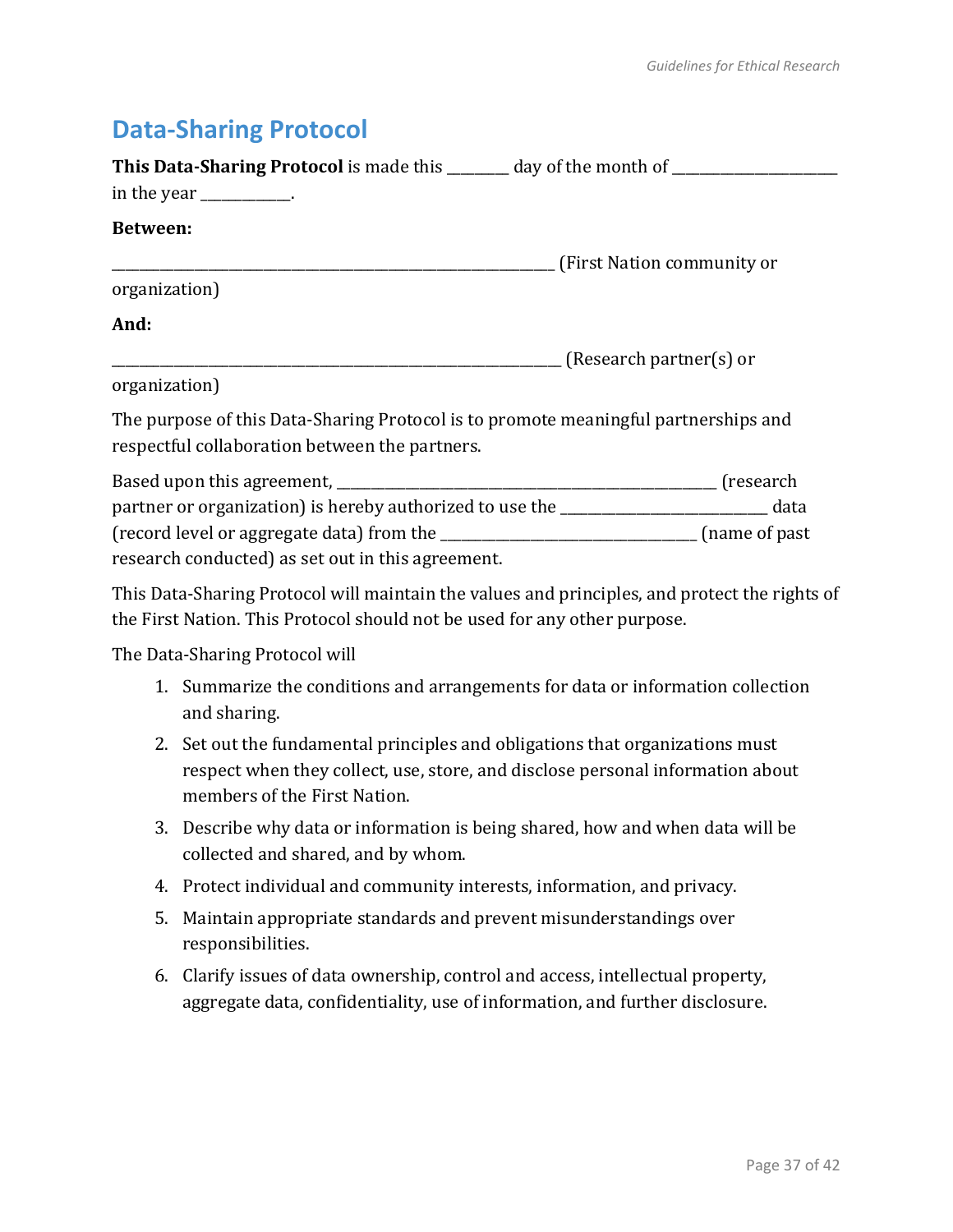## Data-Sharing Protocol

**This Data-Sharing Protocol** is made this ________ day of the month of _____________________ in the year ___________.

**Between:**

____________________________________________________________ (First Nation community or organization)

**And:**

____________________________________________________________ (Research partner(s) or organization)

The purpose of this Data-Sharing Protocol is to promote meaningful partnerships and respectful collaboration between the partners.

Based upon this agreement, ___________________________________________________ (research partner or organization) is hereby authorized to use the __________________________ data (record level or aggregate data) from the _________________________________ (name of past research conducted) as set out in this agreement.

This Data-Sharing Protocol will maintain the values and principles, and protect the rights of the First Nation. This Protocol should not be used for any other purpose.

The Data-Sharing Protocol will

1. Summarize the conditions and arrangements for data or information collection and sharing.
2. Set out the fundamental principles and obligations that organizations must respect when they collect, use, store, and disclose personal information about members of the First Nation.
3. Describe why data or information is being shared, how and when data will be collected and shared, and by whom.
4. Protect individual and community interests, information, and privacy.
5. Maintain appropriate standards and prevent misunderstandings over responsibilities.
6. Clarify issues of data ownership, control and access, intellectual property, aggregate data, confidentiality, use of information, and further disclosure.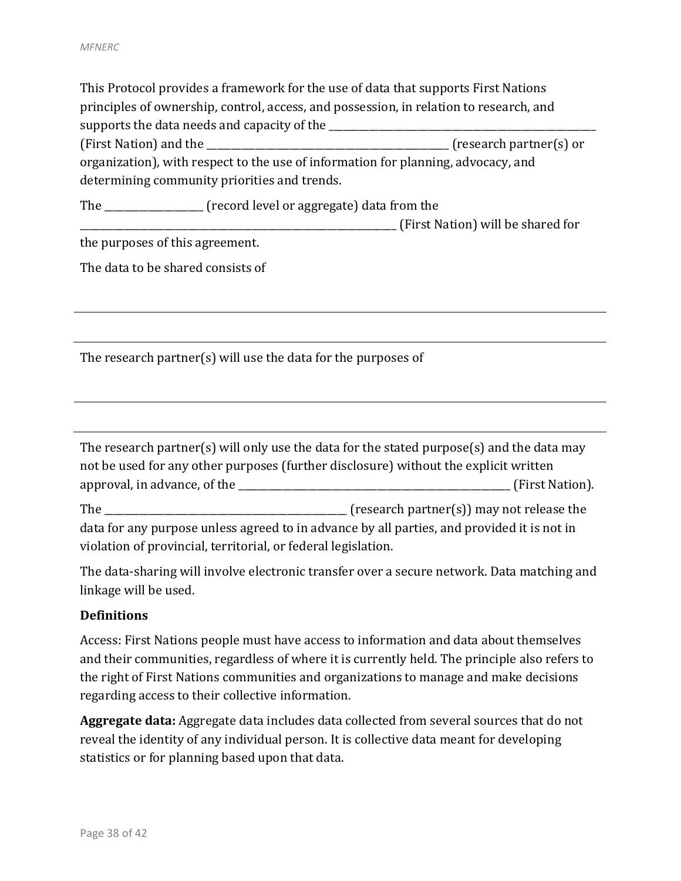This Protocol provides a framework for the use of data that supports First Nations principles of ownership, control, access, and possession, in relation to research, and supports the data needs and capacity of the ______________________________________________ (First Nation) and the ________________________________________ (research partner(s) or organization), with respect to the use of information for planning, advocacy, and determining community priorities and trends.

The ________________ (record level or aggregate) data from the ______________________________________________________ (First Nation) will be shared for the purposes of this agreement.

The data to be shared consists of

---

---

The research partner(s) will use the data for the purposes of

---

---

The research partner(s) will only use the data for the stated purpose(s) and the data may not be used for any other purposes (further disclosure) without the explicit written approval, in advance, of the ______________________________________________ (First Nation).

The ________________________________________ (research partner(s)) may not release the data for any purpose unless agreed to in advance by all parties, and provided it is not in violation of provincial, territorial, or federal legislation.

The data-sharing will involve electronic transfer over a secure network. Data matching and linkage will be used.

**Definitions**

Access: First Nations people must have access to information and data about themselves and their communities, regardless of where it is currently held. The principle also refers to the right of First Nations communities and organizations to manage and make decisions regarding access to their collective information.

**Aggregate data:** Aggregate data includes data collected from several sources that do not reveal the identity of any individual person. It is collective data meant for developing statistics or for planning based upon that data.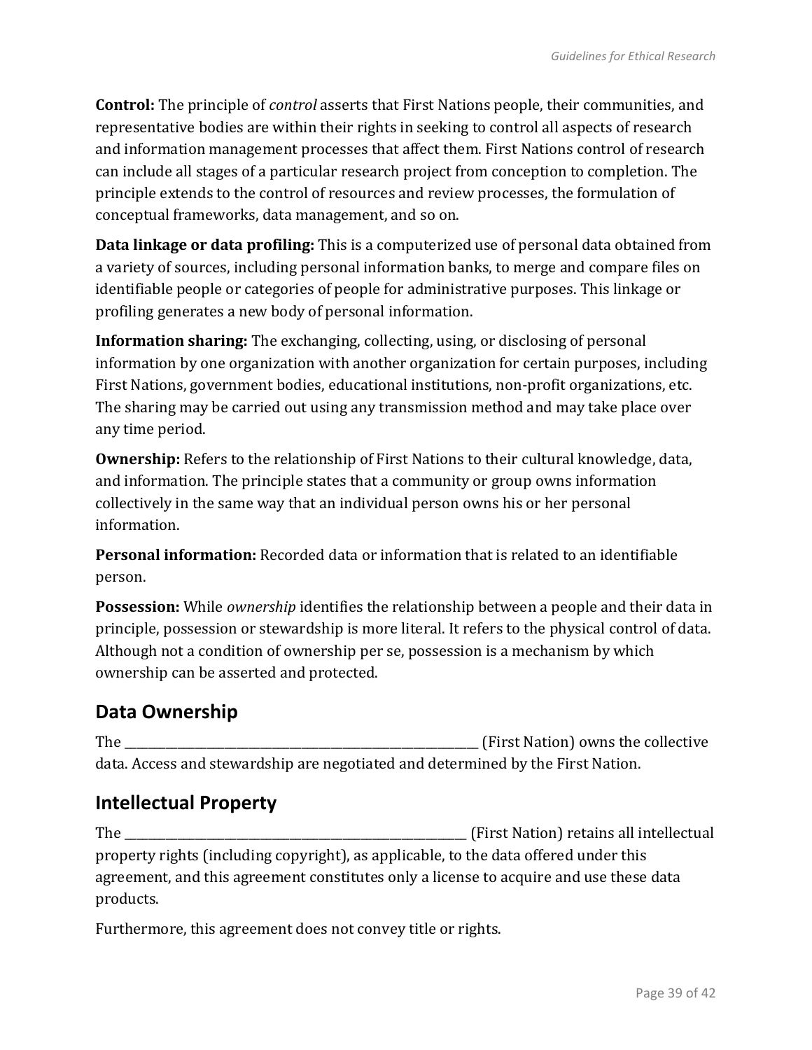**Control:** The principle of *control* asserts that First Nations people, their communities, and representative bodies are within their rights in seeking to control all aspects of research and information management processes that affect them. First Nations control of research can include all stages of a particular research project from conception to completion. The principle extends to the control of resources and review processes, the formulation of conceptual frameworks, data management, and so on.

**Data linkage or data profiling:** This is a computerized use of personal data obtained from a variety of sources, including personal information banks, to merge and compare files on identifiable people or categories of people for administrative purposes. This linkage or profiling generates a new body of personal information.

**Information sharing:** The exchanging, collecting, using, or disclosing of personal information by one organization with another organization for certain purposes, including First Nations, government bodies, educational institutions, non-profit organizations, etc. The sharing may be carried out using any transmission method and may take place over any time period.

**Ownership:** Refers to the relationship of First Nations to their cultural knowledge, data, and information. The principle states that a community or group owns information collectively in the same way that an individual person owns his or her personal information.

**Personal information:** Recorded data or information that is related to an identifiable person.

**Possession:** While *ownership* identifies the relationship between a people and their data in principle, possession or stewardship is more literal. It refers to the physical control of data. Although not a condition of ownership per se, possession is a mechanism by which ownership can be asserted and protected.

## Data Ownership

The ______________________________________________ (First Nation) owns the collective data. Access and stewardship are negotiated and determined by the First Nation.

## Intellectual Property

The ____________________________________________ (First Nation) retains all intellectual property rights (including copyright), as applicable, to the data offered under this agreement, and this agreement constitutes only a license to acquire and use these data products.

Furthermore, this agreement does not convey title or rights.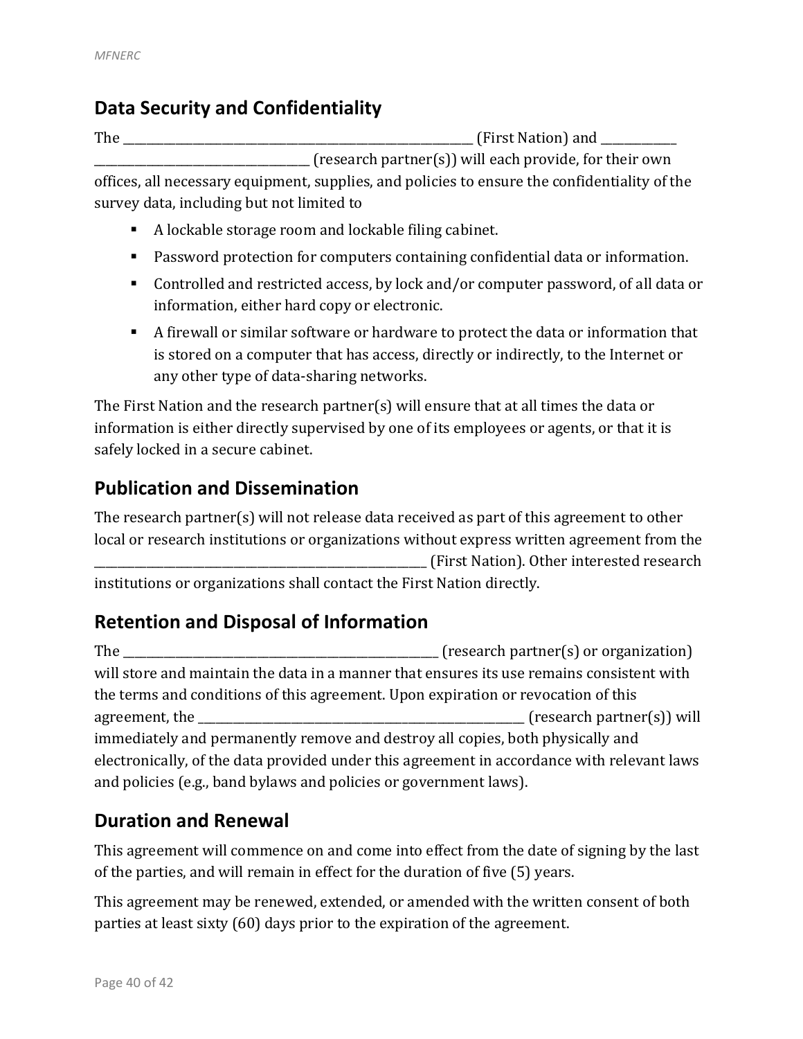## Data Security and Confidentiality

The ______________________________________________________ (First Nation) and ____________ ________________________________ (research partner(s)) will each provide, for their own offices, all necessary equipment, supplies, and policies to ensure the confidentiality of the survey data, including but not limited to

- A lockable storage room and lockable filing cabinet.
- Password protection for computers containing confidential data or information.
- Controlled and restricted access, by lock and/or computer password, of all data or information, either hard copy or electronic.
- A firewall or similar software or hardware to protect the data or information that is stored on a computer that has access, directly or indirectly, to the Internet or any other type of data-sharing networks.

The First Nation and the research partner(s) will ensure that at all times the data or information is either directly supervised by one of its employees or agents, or that it is safely locked in a secure cabinet.

## Publication and Dissemination

The research partner(s) will not release data received as part of this agreement to other local or research institutions or organizations without express written agreement from the ____________________________________________________ (First Nation). Other interested research institutions or organizations shall contact the First Nation directly.

## Retention and Disposal of Information

The _________________________________________________ (research partner(s) or organization) will store and maintain the data in a manner that ensures its use remains consistent with the terms and conditions of this agreement. Upon expiration or revocation of this agreement, the _____________________________________________________ (research partner(s)) will immediately and permanently remove and destroy all copies, both physically and electronically, of the data provided under this agreement in accordance with relevant laws and policies (e.g., band bylaws and policies or government laws).

## Duration and Renewal

This agreement will commence on and come into effect from the date of signing by the last of the parties, and will remain in effect for the duration of five (5) years.

This agreement may be renewed, extended, or amended with the written consent of both parties at least sixty (60) days prior to the expiration of the agreement.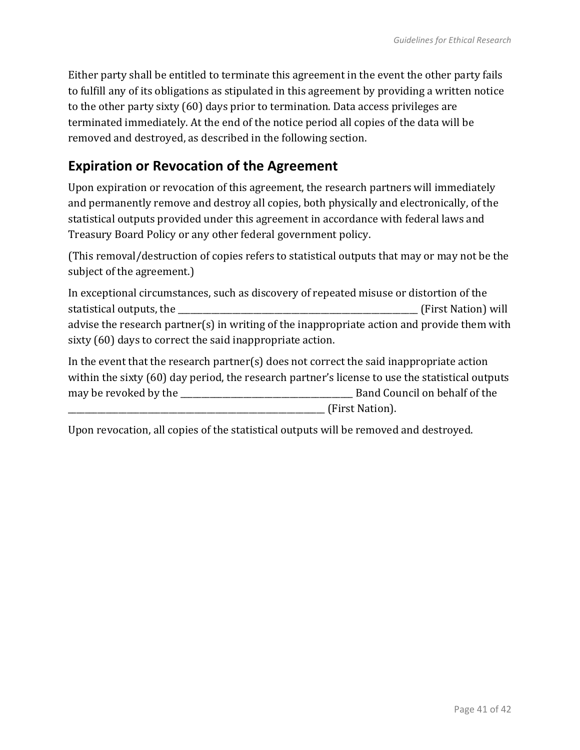Either party shall be entitled to terminate this agreement in the event the other party fails to fulfill any of its obligations as stipulated in this agreement by providing a written notice to the other party sixty (60) days prior to termination. Data access privileges are terminated immediately. At the end of the notice period all copies of the data will be removed and destroyed, as described in the following section.

## Expiration or Revocation of the Agreement

Upon expiration or revocation of this agreement, the research partners will immediately and permanently remove and destroy all copies, both physically and electronically, of the statistical outputs provided under this agreement in accordance with federal laws and Treasury Board Policy or any other federal government policy.

(This removal/destruction of copies refers to statistical outputs that may or may not be the subject of the agreement.)

In exceptional circumstances, such as discovery of repeated misuse or distortion of the statistical outputs, the ______________________________________________ (First Nation) will advise the research partner(s) in writing of the inappropriate action and provide them with sixty (60) days to correct the said inappropriate action.

In the event that the research partner(s) does not correct the said inappropriate action within the sixty (60) day period, the research partner's license to use the statistical outputs may be revoked by the ________________________________ Band Council on behalf of the ________________________________________________ (First Nation).

Upon revocation, all copies of the statistical outputs will be removed and destroyed.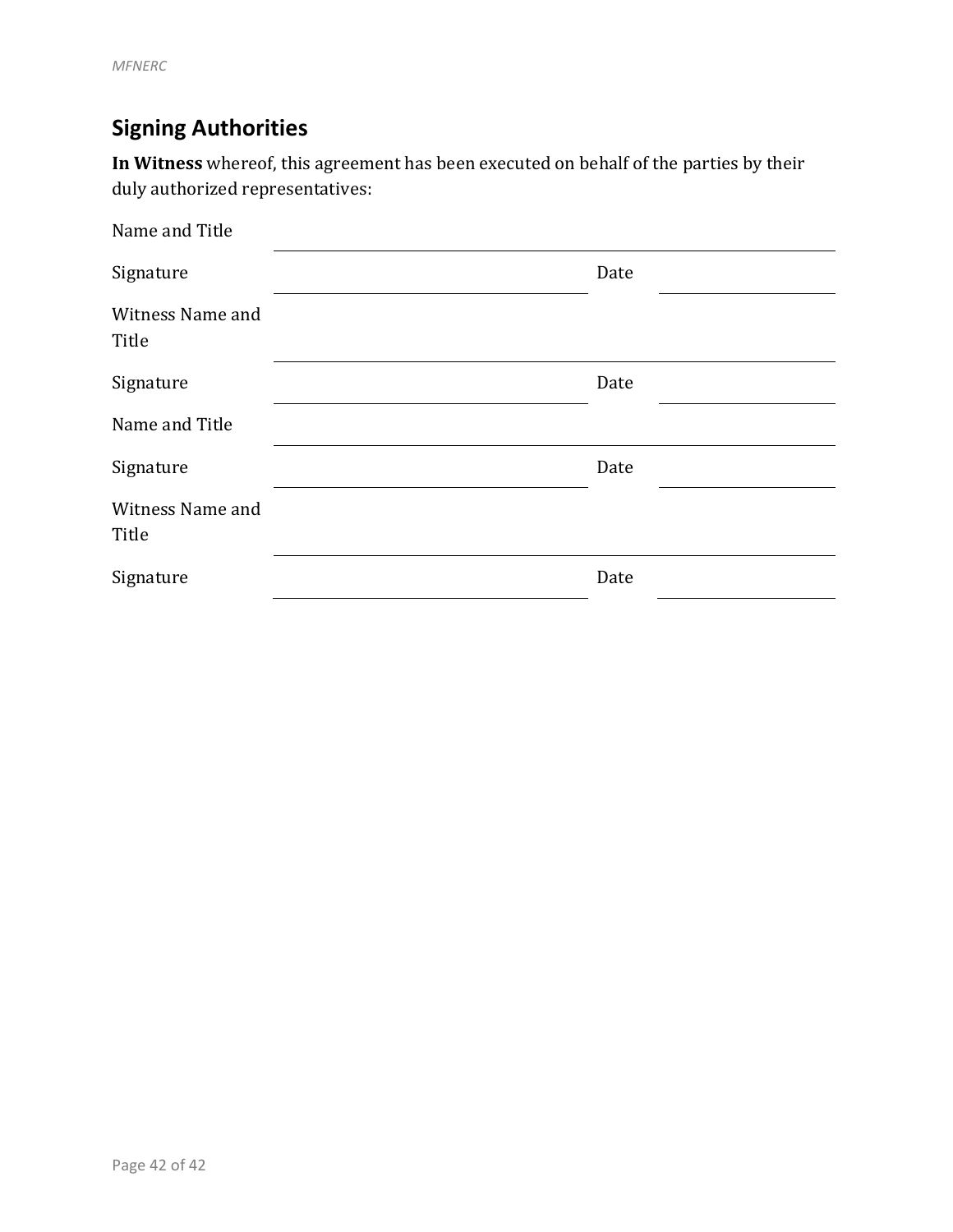## Signing Authorities

**In Witness** whereof, this agreement has been executed on behalf of the parties by their duly authorized representatives:

| | | | |
|---|---|---|---|
| Name and Title | | | |
| Signature | | Date | |
| Witness Name and Title | | | |
| Signature | | Date | |
| Name and Title | | | |
| Signature | | Date | |
| Witness Name and Title | | | |
| Signature | | Date | |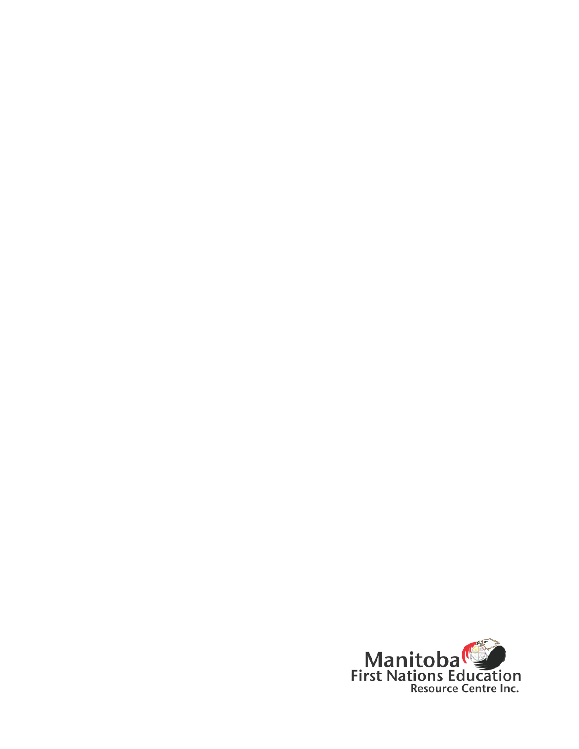Manitoba
First Nations Education
Resource Centre Inc.